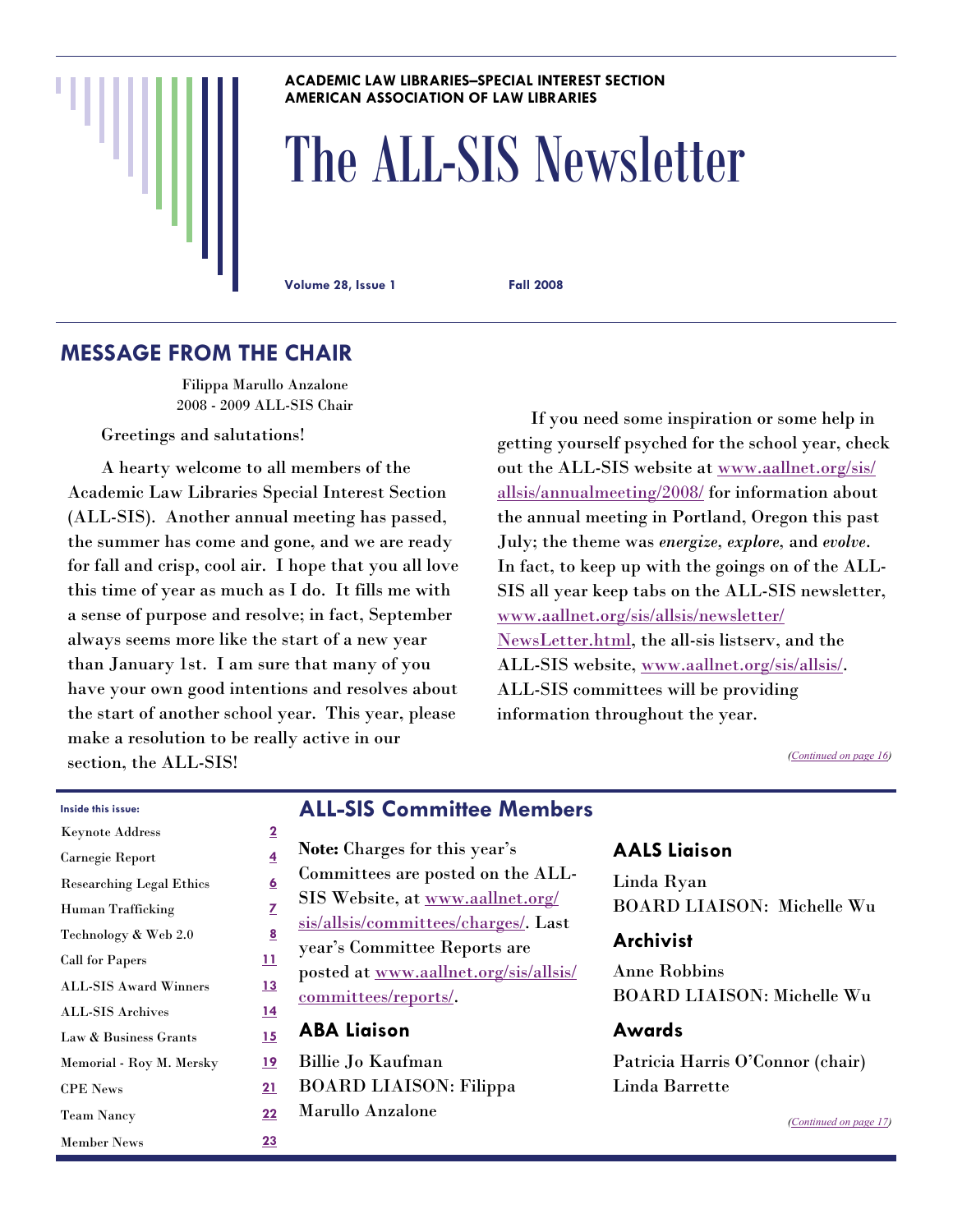ACADEMIC LAW LIBRARIES—SPECIAL INTEREST SECTION
AMERICAN ASSOCIATION OF LAW LIBRARIES

# The ALL-SIS Newsletter

**Volume 28, Issue 1** **Fall 2008**

## MESSAGE FROM THE CHAIR

Filippa Marullo Anzalone
2008 - 2009 ALL-SIS Chair

Greetings and salutations!

A hearty welcome to all members of the Academic Law Libraries Special Interest Section (ALL-SIS). Another annual meeting has passed, the summer has come and gone, and we are ready for fall and crisp, cool air. I hope that you all love this time of year as much as I do. It fills me with a sense of purpose and resolve; in fact, September always seems more like the start of a new year than January 1st. I am sure that many of you have your own good intentions and resolves about the start of another school year. This year, please make a resolution to be really active in our section, the ALL-SIS!

If you need some inspiration or some help in getting yourself psyched for the school year, check out the ALL-SIS website at www.aallnet.org/sis/allsis/annualmeeting/2008/ for information about the annual meeting in Portland, Oregon this past July; the theme was *energize, explore,* and *evolve*. In fact, to keep up with the goings on of the ALL-SIS all year keep tabs on the ALL-SIS newsletter, www.aallnet.org/sis/allsis/newsletter/NewsLetter.html, the all-sis listserv, and the ALL-SIS website, www.aallnet.org/sis/allsis/. ALL-SIS committees will be providing information throughout the year.

*(Continued on page 16)*

**Inside this issue:**

| | |
|---|---|
| Keynote Address | 2 |
| Carnegie Report | 4 |
| Researching Legal Ethics | 6 |
| Human Trafficking | 7 |
| Technology & Web 2.0 | 8 |
| Call for Papers | 11 |
| ALL-SIS Award Winners | 13 |
| ALL-SIS Archives | 14 |
| Law & Business Grants | 15 |
| Memorial - Roy M. Mersky | 19 |
| CPE News | 21 |
| Team Nancy | 22 |
| Member News | 23 |

## ALL-SIS Committee Members

**Note:** Charges for this year's Committees are posted on the ALL-SIS Website, at www.aallnet.org/sis/allsis/committees/charges/. Last year's Committee Reports are posted at www.aallnet.org/sis/allsis/committees/reports/.

### ABA Liaison

Billie Jo Kaufman
BOARD LIAISON: Filippa Marullo Anzalone

### AALS Liaison

Linda Ryan
BOARD LIAISON: Michelle Wu

### Archivist

Anne Robbins
BOARD LIAISON: Michelle Wu

### Awards

Patricia Harris O'Connor (chair)
Linda Barrette

*(Continued on page 17)*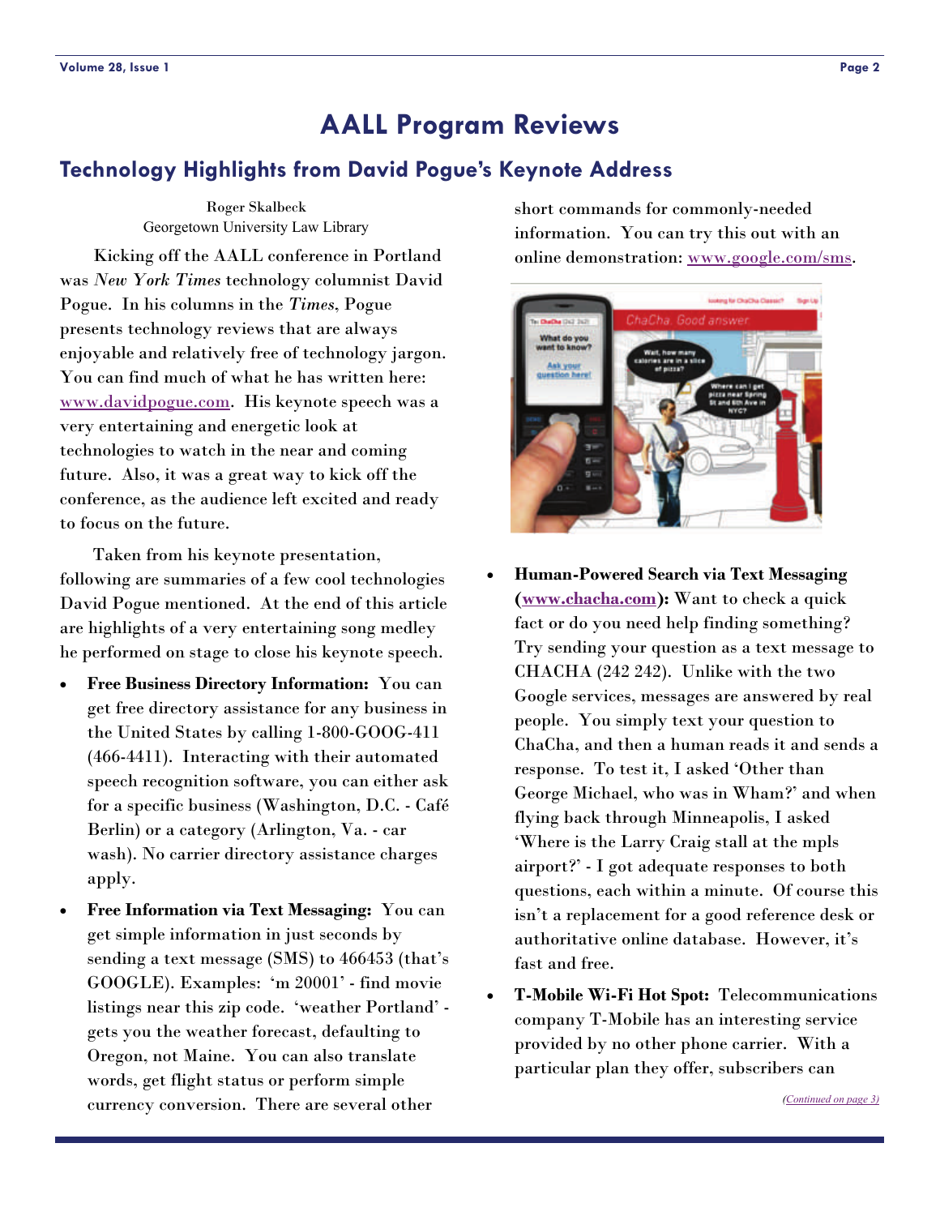# AALL Program Reviews

## Technology Highlights from David Pogue's Keynote Address

Roger Skalbeck
Georgetown University Law Library

Kicking off the AALL conference in Portland was *New York Times* technology columnist David Pogue. In his columns in the *Times*, Pogue presents technology reviews that are always enjoyable and relatively free of technology jargon. You can find much of what he has written here: www.davidpogue.com. His keynote speech was a very entertaining and energetic look at technologies to watch in the near and coming future. Also, it was a great way to kick off the conference, as the audience left excited and ready to focus on the future.

Taken from his keynote presentation, following are summaries of a few cool technologies David Pogue mentioned. At the end of this article are highlights of a very entertaining song medley he performed on stage to close his keynote speech.

- **Free Business Directory Information:** You can get free directory assistance for any business in the United States by calling 1-800-GOOG-411 (466-4411). Interacting with their automated speech recognition software, you can either ask for a specific business (Washington, D.C. - Café Berlin) or a category (Arlington, Va. - car wash). No carrier directory assistance charges apply.
- **Free Information via Text Messaging:** You can get simple information in just seconds by sending a text message (SMS) to 466453 (that's GOOGLE). Examples: 'm 20001' - find movie listings near this zip code. 'weather Portland' - gets you the weather forecast, defaulting to Oregon, not Maine. You can also translate words, get flight status or perform simple currency conversion. There are several other short commands for commonly-needed information. You can try this out with an online demonstration: www.google.com/sms.
- **Human-Powered Search via Text Messaging (www.chacha.com):** Want to check a quick fact or do you need help finding something? Try sending your question as a text message to CHACHA (242 242). Unlike with the two Google services, messages are answered by real people. You simply text your question to ChaCha, and then a human reads it and sends a response. To test it, I asked 'Other than George Michael, who was in Wham?' and when flying back through Minneapolis, I asked 'Where is the Larry Craig stall at the mpls airport?' - I got adequate responses to both questions, each within a minute. Of course this isn't a replacement for a good reference desk or authoritative online database. However, it's fast and free.
- **T-Mobile Wi-Fi Hot Spot:** Telecommunications company T-Mobile has an interesting service provided by no other phone carrier. With a particular plan they offer, subscribers can

*(Continued on page 3)*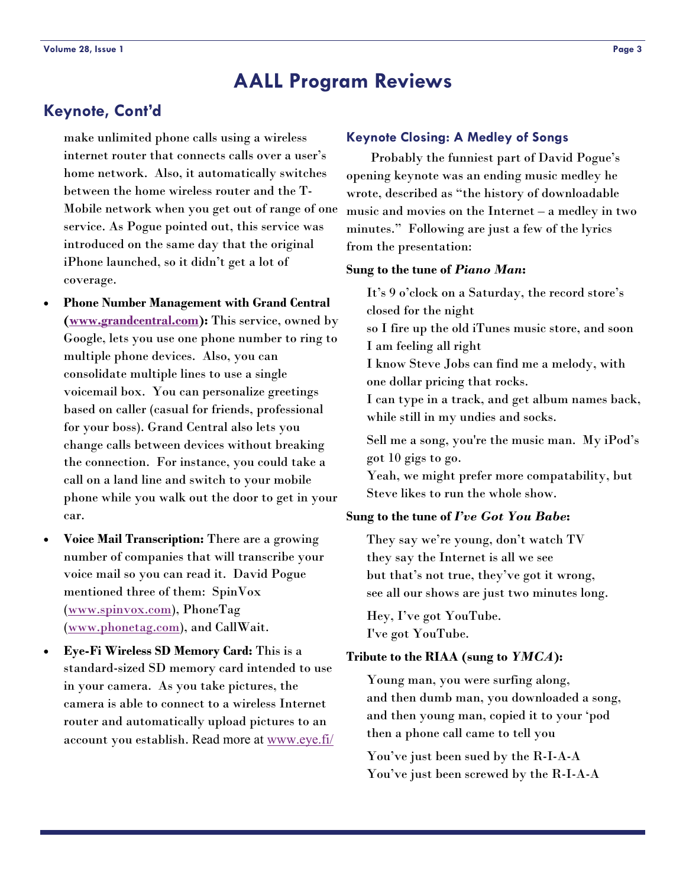# AALL Program Reviews

## Keynote, Cont'd

make unlimited phone calls using a wireless internet router that connects calls over a user's home network. Also, it automatically switches between the home wireless router and the T-Mobile network when you get out of range of one service. As Pogue pointed out, this service was introduced on the same day that the original iPhone launched, so it didn't get a lot of coverage.

- **Phone Number Management with Grand Central (www.grandcentral.com):** This service, owned by Google, lets you use one phone number to ring to multiple phone devices. Also, you can consolidate multiple lines to use a single voicemail box. You can personalize greetings based on caller (casual for friends, professional for your boss). Grand Central also lets you change calls between devices without breaking the connection. For instance, you could take a call on a land line and switch to your mobile phone while you walk out the door to get in your car.
- **Voice Mail Transcription:** There are a growing number of companies that will transcribe your voice mail so you can read it. David Pogue mentioned three of them: SpinVox (www.spinvox.com), PhoneTag (www.phonetag.com), and CallWait.
- **Eye-Fi Wireless SD Memory Card:** This is a standard-sized SD memory card intended to use in your camera. As you take pictures, the camera is able to connect to a wireless Internet router and automatically upload pictures to an account you establish. Read more at www.eye.fi/

### Keynote Closing: A Medley of Songs

Probably the funniest part of David Pogue's opening keynote was an ending music medley he wrote, described as "the history of downloadable music and movies on the Internet – a medley in two minutes." Following are just a few of the lyrics from the presentation:

**Sung to the tune of *Piano Man*:**

It's 9 o'clock on a Saturday, the record store's closed for the night
so I fire up the old iTunes music store, and soon I am feeling all right
I know Steve Jobs can find me a melody, with one dollar pricing that rocks.
I can type in a track, and get album names back, while still in my undies and socks.

Sell me a song, you're the music man. My iPod's got 10 gigs to go.
Yeah, we might prefer more compatability, but Steve likes to run the whole show.

**Sung to the tune of *I've Got You Babe*:**

They say we're young, don't watch TV
they say the Internet is all we see
but that's not true, they've got it wrong,
see all our shows are just two minutes long.

Hey, I've got YouTube.
I've got YouTube.

**Tribute to the RIAA (sung to *YMCA*):**

Young man, you were surfing along,
and then dumb man, you downloaded a song,
and then young man, copied it to your 'pod
then a phone call came to tell you

You've just been sued by the R-I-A-A
You've just been screwed by the R-I-A-A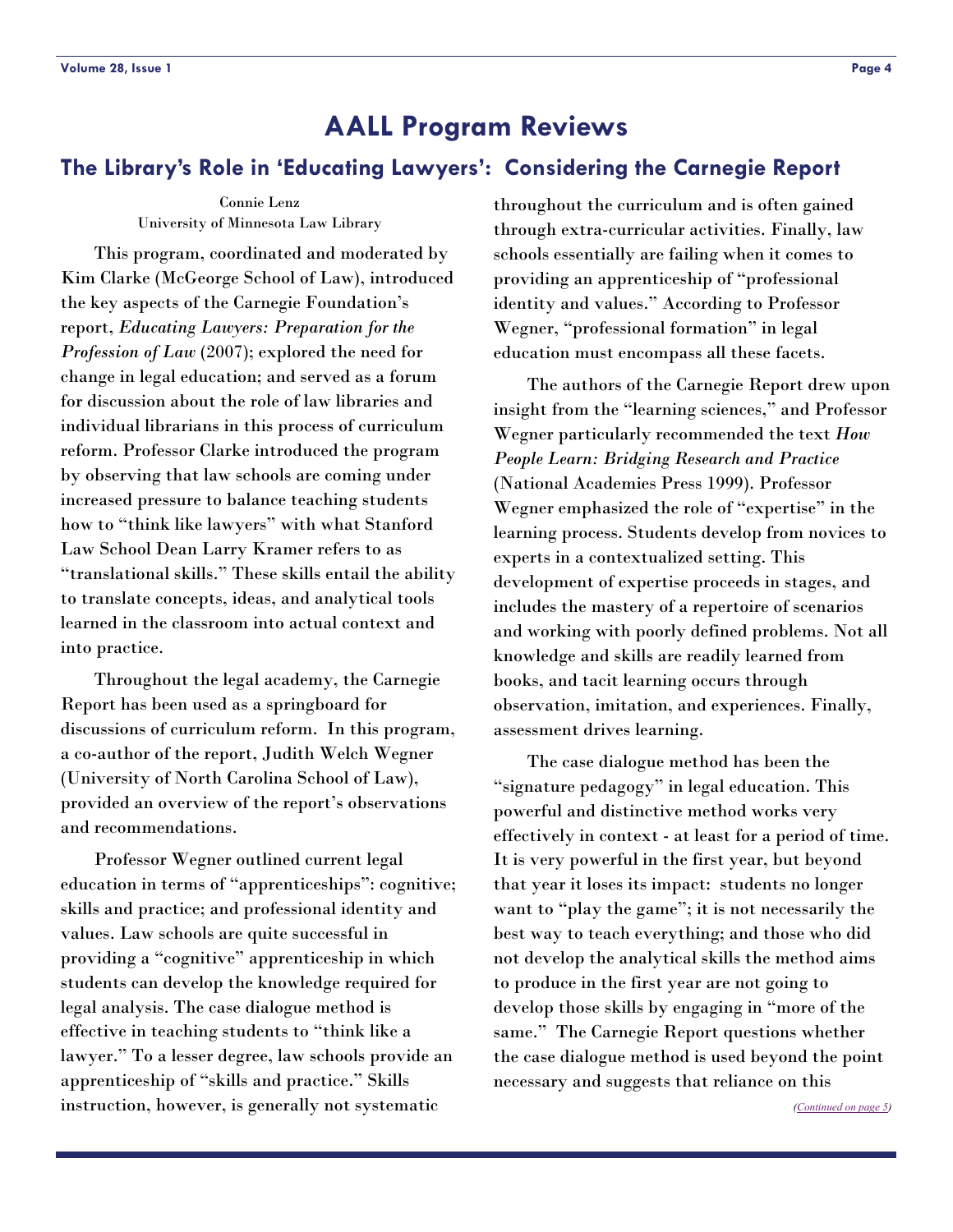# AALL Program Reviews

## The Library's Role in 'Educating Lawyers': Considering the Carnegie Report

Connie Lenz
University of Minnesota Law Library

This program, coordinated and moderated by Kim Clarke (McGeorge School of Law), introduced the key aspects of the Carnegie Foundation's report, *Educating Lawyers: Preparation for the Profession of Law* (2007); explored the need for change in legal education; and served as a forum for discussion about the role of law libraries and individual librarians in this process of curriculum reform. Professor Clarke introduced the program by observing that law schools are coming under increased pressure to balance teaching students how to "think like lawyers" with what Stanford Law School Dean Larry Kramer refers to as "translational skills." These skills entail the ability to translate concepts, ideas, and analytical tools learned in the classroom into actual context and into practice.

Throughout the legal academy, the Carnegie Report has been used as a springboard for discussions of curriculum reform. In this program, a co-author of the report, Judith Welch Wegner (University of North Carolina School of Law), provided an overview of the report's observations and recommendations.

Professor Wegner outlined current legal education in terms of "apprenticeships": cognitive; skills and practice; and professional identity and values. Law schools are quite successful in providing a "cognitive" apprenticeship in which students can develop the knowledge required for legal analysis. The case dialogue method is effective in teaching students to "think like a lawyer." To a lesser degree, law schools provide an apprenticeship of "skills and practice." Skills instruction, however, is generally not systematic throughout the curriculum and is often gained through extra-curricular activities. Finally, law schools essentially are failing when it comes to providing an apprenticeship of "professional identity and values." According to Professor Wegner, "professional formation" in legal education must encompass all these facets.

The authors of the Carnegie Report drew upon insight from the "learning sciences," and Professor Wegner particularly recommended the text *How People Learn: Bridging Research and Practice* (National Academies Press 1999). Professor Wegner emphasized the role of "expertise" in the learning process. Students develop from novices to experts in a contextualized setting. This development of expertise proceeds in stages, and includes the mastery of a repertoire of scenarios and working with poorly defined problems. Not all knowledge and skills are readily learned from books, and tacit learning occurs through observation, imitation, and experiences. Finally, assessment drives learning.

The case dialogue method has been the "signature pedagogy" in legal education. This powerful and distinctive method works very effectively in context - at least for a period of time. It is very powerful in the first year, but beyond that year it loses its impact: students no longer want to "play the game"; it is not necessarily the best way to teach everything; and those who did not develop the analytical skills the method aims to produce in the first year are not going to develop those skills by engaging in "more of the same." The Carnegie Report questions whether the case dialogue method is used beyond the point necessary and suggests that reliance on this

*(Continued on page 5)*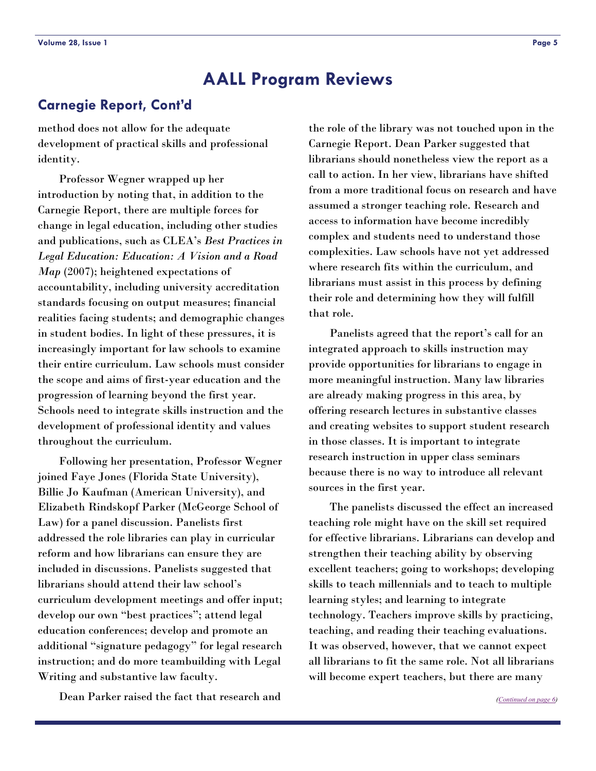# AALL Program Reviews

## Carnegie Report, Cont'd

method does not allow for the adequate development of practical skills and professional identity.

Professor Wegner wrapped up her introduction by noting that, in addition to the Carnegie Report, there are multiple forces for change in legal education, including other studies and publications, such as CLEA's *Best Practices in Legal Education: Education: A Vision and a Road Map* (2007); heightened expectations of accountability, including university accreditation standards focusing on output measures; financial realities facing students; and demographic changes in student bodies. In light of these pressures, it is increasingly important for law schools to examine their entire curriculum. Law schools must consider the scope and aims of first-year education and the progression of learning beyond the first year. Schools need to integrate skills instruction and the development of professional identity and values throughout the curriculum.

Following her presentation, Professor Wegner joined Faye Jones (Florida State University), Billie Jo Kaufman (American University), and Elizabeth Rindskopf Parker (McGeorge School of Law) for a panel discussion. Panelists first addressed the role libraries can play in curricular reform and how librarians can ensure they are included in discussions. Panelists suggested that librarians should attend their law school's curriculum development meetings and offer input; develop our own "best practices"; attend legal education conferences; develop and promote an additional "signature pedagogy" for legal research instruction; and do more teambuilding with Legal Writing and substantive law faculty.

Dean Parker raised the fact that research and the role of the library was not touched upon in the Carnegie Report. Dean Parker suggested that librarians should nonetheless view the report as a call to action. In her view, librarians have shifted from a more traditional focus on research and have assumed a stronger teaching role. Research and access to information have become incredibly complex and students need to understand those complexities. Law schools have not yet addressed where research fits within the curriculum, and librarians must assist in this process by defining their role and determining how they will fulfill that role.

Panelists agreed that the report's call for an integrated approach to skills instruction may provide opportunities for librarians to engage in more meaningful instruction. Many law libraries are already making progress in this area, by offering research lectures in substantive classes and creating websites to support student research in those classes. It is important to integrate research instruction in upper class seminars because there is no way to introduce all relevant sources in the first year.

The panelists discussed the effect an increased teaching role might have on the skill set required for effective librarians. Librarians can develop and strengthen their teaching ability by observing excellent teachers; going to workshops; developing skills to teach millennials and to teach to multiple learning styles; and learning to integrate technology. Teachers improve skills by practicing, teaching, and reading their teaching evaluations. It was observed, however, that we cannot expect all librarians to fit the same role. Not all librarians will become expert teachers, but there are many

*(Continued on page 6)*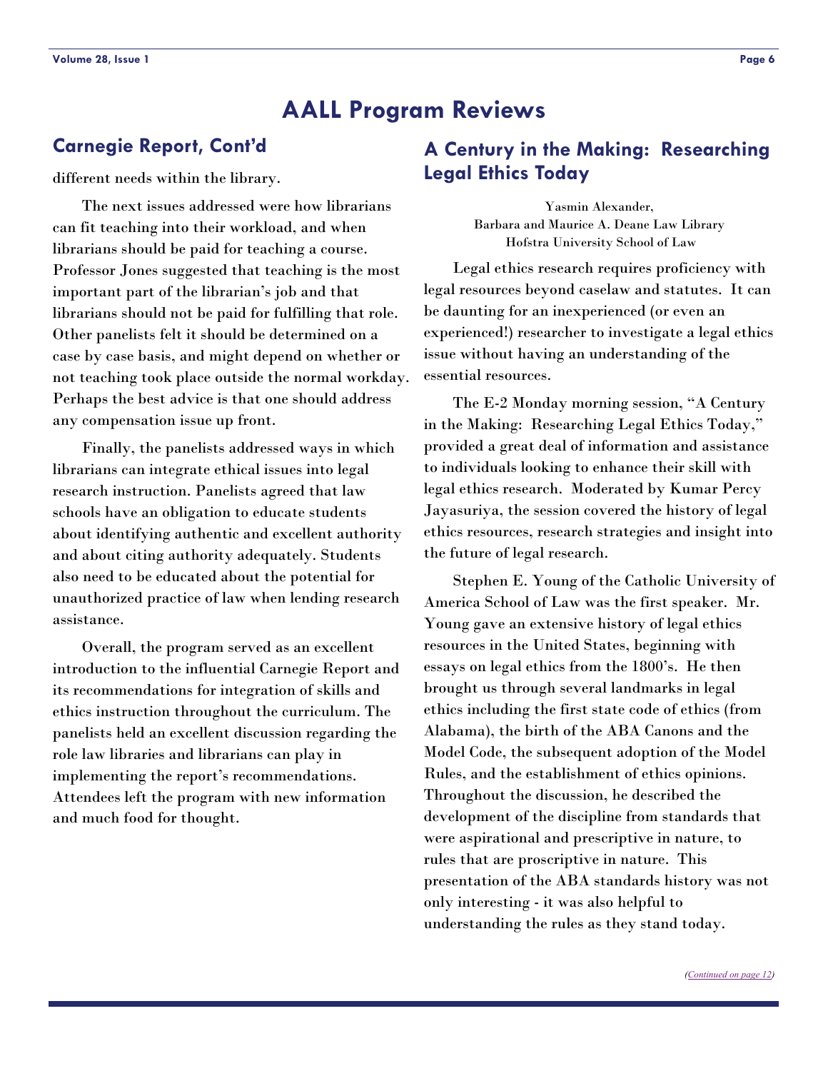# AALL Program Reviews

## Carnegie Report, Cont'd

different needs within the library.

The next issues addressed were how librarians can fit teaching into their workload, and when librarians should be paid for teaching a course. Professor Jones suggested that teaching is the most important part of the librarian's job and that librarians should not be paid for fulfilling that role. Other panelists felt it should be determined on a case by case basis, and might depend on whether or not teaching took place outside the normal workday. Perhaps the best advice is that one should address any compensation issue up front.

Finally, the panelists addressed ways in which librarians can integrate ethical issues into legal research instruction. Panelists agreed that law schools have an obligation to educate students about identifying authentic and excellent authority and about citing authority adequately. Students also need to be educated about the potential for unauthorized practice of law when lending research assistance.

Overall, the program served as an excellent introduction to the influential Carnegie Report and its recommendations for integration of skills and ethics instruction throughout the curriculum. The panelists held an excellent discussion regarding the role law libraries and librarians can play in implementing the report's recommendations. Attendees left the program with new information and much food for thought.

## A Century in the Making: Researching Legal Ethics Today

Yasmin Alexander,
Barbara and Maurice A. Deane Law Library
Hofstra University School of Law

Legal ethics research requires proficiency with legal resources beyond caselaw and statutes. It can be daunting for an inexperienced (or even an experienced!) researcher to investigate a legal ethics issue without having an understanding of the essential resources.

The E-2 Monday morning session, "A Century in the Making: Researching Legal Ethics Today," provided a great deal of information and assistance to individuals looking to enhance their skill with legal ethics research. Moderated by Kumar Percy Jayasuriya, the session covered the history of legal ethics resources, research strategies and insight into the future of legal research.

Stephen E. Young of the Catholic University of America School of Law was the first speaker. Mr. Young gave an extensive history of legal ethics resources in the United States, beginning with essays on legal ethics from the 1800's. He then brought us through several landmarks in legal ethics including the first state code of ethics (from Alabama), the birth of the ABA Canons and the Model Code, the subsequent adoption of the Model Rules, and the establishment of ethics opinions. Throughout the discussion, he described the development of the discipline from standards that were aspirational and prescriptive in nature, to rules that are proscriptive in nature. This presentation of the ABA standards history was not only interesting - it was also helpful to understanding the rules as they stand today.

*(Continued on page 12)*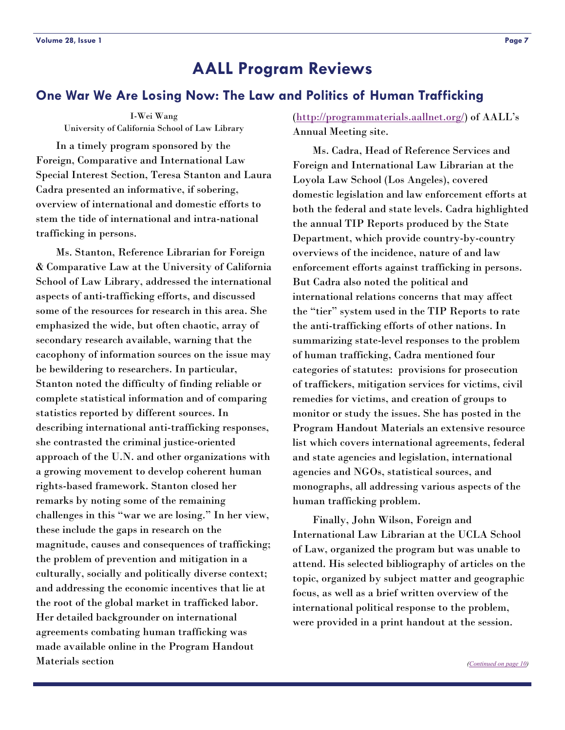# AALL Program Reviews

## One War We Are Losing Now: The Law and Politics of Human Trafficking

I-Wei Wang
University of California School of Law Library

In a timely program sponsored by the Foreign, Comparative and International Law Special Interest Section, Teresa Stanton and Laura Cadra presented an informative, if sobering, overview of international and domestic efforts to stem the tide of international and intra-national trafficking in persons.

Ms. Stanton, Reference Librarian for Foreign & Comparative Law at the University of California School of Law Library, addressed the international aspects of anti-trafficking efforts, and discussed some of the resources for research in this area. She emphasized the wide, but often chaotic, array of secondary research available, warning that the cacophony of information sources on the issue may be bewildering to researchers. In particular, Stanton noted the difficulty of finding reliable or complete statistical information and of comparing statistics reported by different sources. In describing international anti-trafficking responses, she contrasted the criminal justice-oriented approach of the U.N. and other organizations with a growing movement to develop coherent human rights-based framework. Stanton closed her remarks by noting some of the remaining challenges in this "war we are losing." In her view, these include the gaps in research on the magnitude, causes and consequences of trafficking; the problem of prevention and mitigation in a culturally, socially and politically diverse context; and addressing the economic incentives that lie at the root of the global market in trafficked labor. Her detailed backgrounder on international agreements combating human trafficking was made available online in the Program Handout Materials section ([http://programmaterials.aallnet.org/](http://programmaterials.aallnet.org/)) of AALL's Annual Meeting site.

Ms. Cadra, Head of Reference Services and Foreign and International Law Librarian at the Loyola Law School (Los Angeles), covered domestic legislation and law enforcement efforts at both the federal and state levels. Cadra highlighted the annual TIP Reports produced by the State Department, which provide country-by-country overviews of the incidence, nature of and law enforcement efforts against trafficking in persons. But Cadra also noted the political and international relations concerns that may affect the "tier" system used in the TIP Reports to rate the anti-trafficking efforts of other nations. In summarizing state-level responses to the problem of human trafficking, Cadra mentioned four categories of statutes: provisions for prosecution of traffickers, mitigation services for victims, civil remedies for victims, and creation of groups to monitor or study the issues. She has posted in the Program Handout Materials an extensive resource list which covers international agreements, federal and state agencies and legislation, international agencies and NGOs, statistical sources, and monographs, all addressing various aspects of the human trafficking problem.

Finally, John Wilson, Foreign and International Law Librarian at the UCLA School of Law, organized the program but was unable to attend. His selected bibliography of articles on the topic, organized by subject matter and geographic focus, as well as a brief written overview of the international political response to the problem, were provided in a print handout at the session.

*(Continued on page 10)*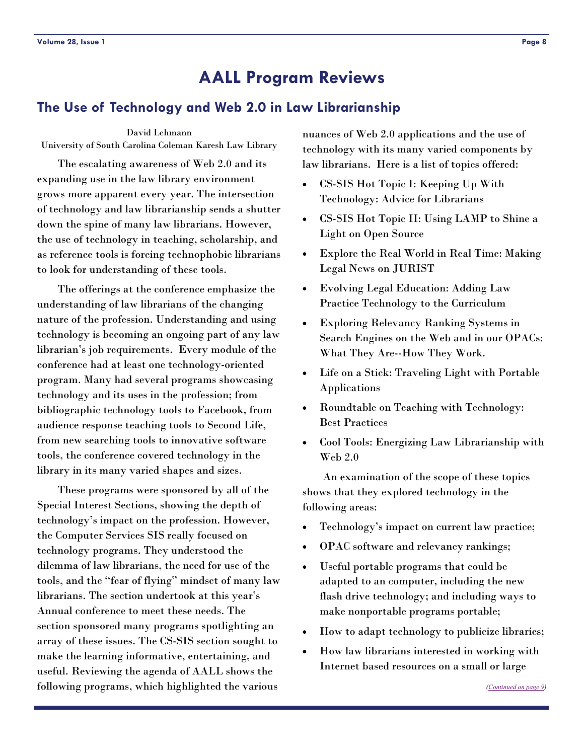# AALL Program Reviews

## The Use of Technology and Web 2.0 in Law Librarianship

David Lehmann
University of South Carolina Coleman Karesh Law Library

The escalating awareness of Web 2.0 and its expanding use in the law library environment grows more apparent every year. The intersection of technology and law librarianship sends a shutter down the spine of many law librarians. However, the use of technology in teaching, scholarship, and as reference tools is forcing technophobic librarians to look for understanding of these tools.

The offerings at the conference emphasize the understanding of law librarians of the changing nature of the profession. Understanding and using technology is becoming an ongoing part of any law librarian's job requirements. Every module of the conference had at least one technology-oriented program. Many had several programs showcasing technology and its uses in the profession; from bibliographic technology tools to Facebook, from audience response teaching tools to Second Life, from new searching tools to innovative software tools, the conference covered technology in the library in its many varied shapes and sizes.

These programs were sponsored by all of the Special Interest Sections, showing the depth of technology's impact on the profession. However, the Computer Services SIS really focused on technology programs. They understood the dilemma of law librarians, the need for use of the tools, and the "fear of flying" mindset of many law librarians. The section undertook at this year's Annual conference to meet these needs. The section sponsored many programs spotlighting an array of these issues. The CS-SIS section sought to make the learning informative, entertaining, and useful. Reviewing the agenda of AALL shows the following programs, which highlighted the various nuances of Web 2.0 applications and the use of technology with its many varied components by law librarians. Here is a list of topics offered:

- CS-SIS Hot Topic I: Keeping Up With Technology: Advice for Librarians
- CS-SIS Hot Topic II: Using LAMP to Shine a Light on Open Source
- Explore the Real World in Real Time: Making Legal News on JURIST
- Evolving Legal Education: Adding Law Practice Technology to the Curriculum
- Exploring Relevancy Ranking Systems in Search Engines on the Web and in our OPACs: What They Are--How They Work.
- Life on a Stick: Traveling Light with Portable Applications
- Roundtable on Teaching with Technology: Best Practices
- Cool Tools: Energizing Law Librarianship with Web 2.0

An examination of the scope of these topics shows that they explored technology in the following areas:

- Technology's impact on current law practice;
- OPAC software and relevancy rankings;
- Useful portable programs that could be adapted to an computer, including the new flash drive technology; and including ways to make nonportable programs portable;
- How to adapt technology to publicize libraries;
- How law librarians interested in working with Internet based resources on a small or large

*(Continued on page 9)*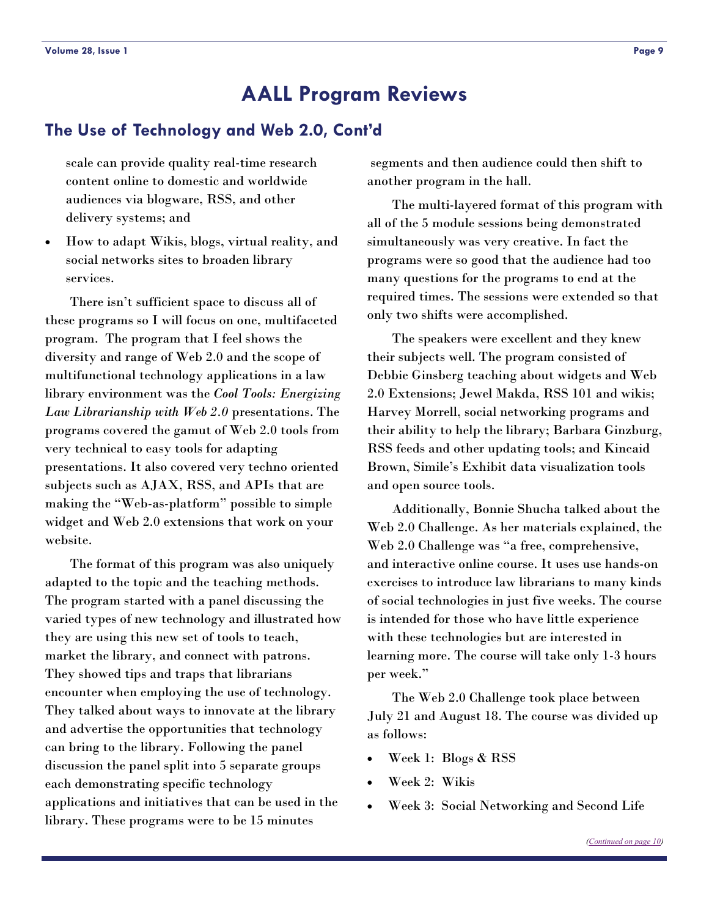# AALL Program Reviews

## The Use of Technology and Web 2.0, Cont'd

scale can provide quality real-time research content online to domestic and worldwide audiences via blogware, RSS, and other delivery systems; and

- How to adapt Wikis, blogs, virtual reality, and social networks sites to broaden library services.

There isn't sufficient space to discuss all of these programs so I will focus on one, multifaceted program. The program that I feel shows the diversity and range of Web 2.0 and the scope of multifunctional technology applications in a law library environment was the *Cool Tools: Energizing Law Librarianship with Web 2.0* presentations. The programs covered the gamut of Web 2.0 tools from very technical to easy tools for adapting presentations. It also covered very techno oriented subjects such as AJAX, RSS, and APIs that are making the "Web-as-platform" possible to simple widget and Web 2.0 extensions that work on your website.

The format of this program was also uniquely adapted to the topic and the teaching methods. The program started with a panel discussing the varied types of new technology and illustrated how they are using this new set of tools to teach, market the library, and connect with patrons. They showed tips and traps that librarians encounter when employing the use of technology. They talked about ways to innovate at the library and advertise the opportunities that technology can bring to the library. Following the panel discussion the panel split into 5 separate groups each demonstrating specific technology applications and initiatives that can be used in the library. These programs were to be 15 minutes segments and then audience could then shift to another program in the hall.

The multi-layered format of this program with all of the 5 module sessions being demonstrated simultaneously was very creative. In fact the programs were so good that the audience had too many questions for the programs to end at the required times. The sessions were extended so that only two shifts were accomplished.

The speakers were excellent and they knew their subjects well. The program consisted of Debbie Ginsberg teaching about widgets and Web 2.0 Extensions; Jewel Makda, RSS 101 and wikis; Harvey Morrell, social networking programs and their ability to help the library; Barbara Ginzburg, RSS feeds and other updating tools; and Kincaid Brown, Simile's Exhibit data visualization tools and open source tools.

Additionally, Bonnie Shucha talked about the Web 2.0 Challenge. As her materials explained, the Web 2.0 Challenge was "a free, comprehensive, and interactive online course. It uses use hands-on exercises to introduce law librarians to many kinds of social technologies in just five weeks. The course is intended for those who have little experience with these technologies but are interested in learning more. The course will take only 1-3 hours per week."

The Web 2.0 Challenge took place between July 21 and August 18. The course was divided up as follows:

- Week 1: Blogs & RSS
- Week 2: Wikis
- Week 3: Social Networking and Second Life

*(Continued on page 10)*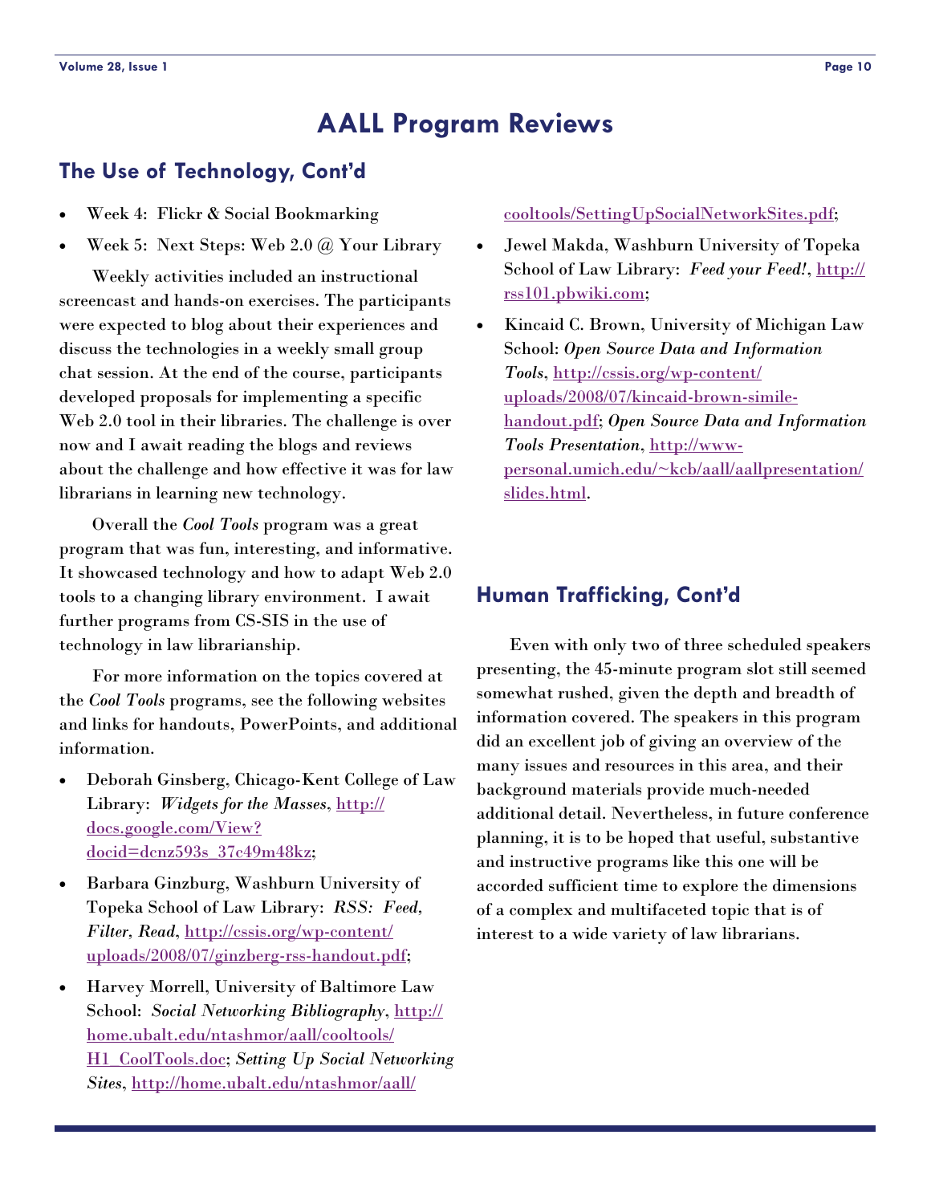# AALL Program Reviews

## The Use of Technology, Cont'd

- Week 4: Flickr & Social Bookmarking
- Week 5: Next Steps: Web 2.0 @ Your Library

Weekly activities included an instructional screencast and hands-on exercises. The participants were expected to blog about their experiences and discuss the technologies in a weekly small group chat session. At the end of the course, participants developed proposals for implementing a specific Web 2.0 tool in their libraries. The challenge is over now and I await reading the blogs and reviews about the challenge and how effective it was for law librarians in learning new technology.

Overall the *Cool Tools* program was a great program that was fun, interesting, and informative. It showcased technology and how to adapt Web 2.0 tools to a changing library environment. I await further programs from CS-SIS in the use of technology in law librarianship.

For more information on the topics covered at the *Cool Tools* programs, see the following websites and links for handouts, PowerPoints, and additional information.

- Deborah Ginsberg, Chicago-Kent College of Law Library: *Widgets for the Masses*, http://docs.google.com/View?docid=dcnz593s_37c49m48kz;
- Barbara Ginzburg, Washburn University of Topeka School of Law Library: *RSS: Feed, Filter, Read*, http://cssis.org/wp-content/uploads/2008/07/ginzberg-rss-handout.pdf;
- Harvey Morrell, University of Baltimore Law School: *Social Networking Bibliography*, http://home.ubalt.edu/ntashmor/aall/cooltools/H1_CoolTools.doc; *Setting Up Social Networking Sites*, http://home.ubalt.edu/ntashmor/aall/cooltools/SettingUpSocialNetworkSites.pdf;
- Jewel Makda, Washburn University of Topeka School of Law Library: *Feed your Feed!*, http://rss101.pbwiki.com;
- Kincaid C. Brown, University of Michigan Law School: *Open Source Data and Information Tools*, http://cssis.org/wp-content/uploads/2008/07/kincaid-brown-simile-handout.pdf; *Open Source Data and Information Tools Presentation*, http://www-personal.umich.edu/~kcb/aall/aallpresentation/slides.html.

## Human Trafficking, Cont'd

Even with only two of three scheduled speakers presenting, the 45-minute program slot still seemed somewhat rushed, given the depth and breadth of information covered. The speakers in this program did an excellent job of giving an overview of the many issues and resources in this area, and their background materials provide much-needed additional detail. Nevertheless, in future conference planning, it is to be hoped that useful, substantive and instructive programs like this one will be accorded sufficient time to explore the dimensions of a complex and multifaceted topic that is of interest to a wide variety of law librarians.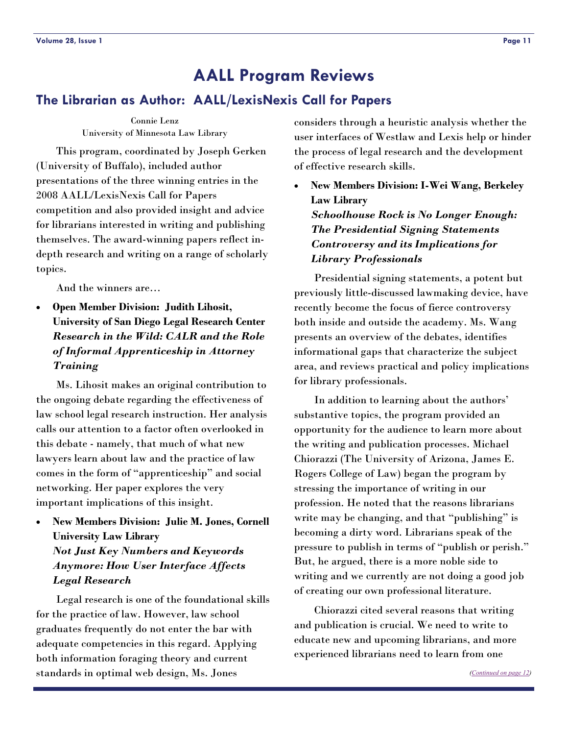# AALL Program Reviews

## The Librarian as Author: AALL/LexisNexis Call for Papers

Connie Lenz
University of Minnesota Law Library

This program, coordinated by Joseph Gerken (University of Buffalo), included author presentations of the three winning entries in the 2008 AALL/LexisNexis Call for Papers competition and also provided insight and advice for librarians interested in writing and publishing themselves. The award-winning papers reflect in-depth research and writing on a range of scholarly topics.

And the winners are…

- **Open Member Division: Judith Lihosit, University of San Diego Legal Research Center**
  ***Research in the Wild: CALR and the Role of Informal Apprenticeship in Attorney Training***

Ms. Lihosit makes an original contribution to the ongoing debate regarding the effectiveness of law school legal research instruction. Her analysis calls our attention to a factor often overlooked in this debate - namely, that much of what new lawyers learn about law and the practice of law comes in the form of "apprenticeship" and social networking. Her paper explores the very important implications of this insight.

- **New Members Division: Julie M. Jones, Cornell University Law Library**
  ***Not Just Key Numbers and Keywords Anymore: How User Interface Affects Legal Research***

Legal research is one of the foundational skills for the practice of law. However, law school graduates frequently do not enter the bar with adequate competencies in this regard. Applying both information foraging theory and current standards in optimal web design, Ms. Jones considers through a heuristic analysis whether the user interfaces of Westlaw and Lexis help or hinder the process of legal research and the development of effective research skills.

- **New Members Division: I-Wei Wang, Berkeley Law Library**
  ***Schoolhouse Rock is No Longer Enough: The Presidential Signing Statements Controversy and its Implications for Library Professionals***

Presidential signing statements, a potent but previously little-discussed lawmaking device, have recently become the focus of fierce controversy both inside and outside the academy. Ms. Wang presents an overview of the debates, identifies informational gaps that characterize the subject area, and reviews practical and policy implications for library professionals.

In addition to learning about the authors' substantive topics, the program provided an opportunity for the audience to learn more about the writing and publication processes. Michael Chiorazzi (The University of Arizona, James E. Rogers College of Law) began the program by stressing the importance of writing in our profession. He noted that the reasons librarians write may be changing, and that "publishing" is becoming a dirty word. Librarians speak of the pressure to publish in terms of "publish or perish." But, he argued, there is a more noble side to writing and we currently are not doing a good job of creating our own professional literature.

Chiorazzi cited several reasons that writing and publication is crucial. We need to write to educate new and upcoming librarians, and more experienced librarians need to learn from one

*(Continued on page 12)*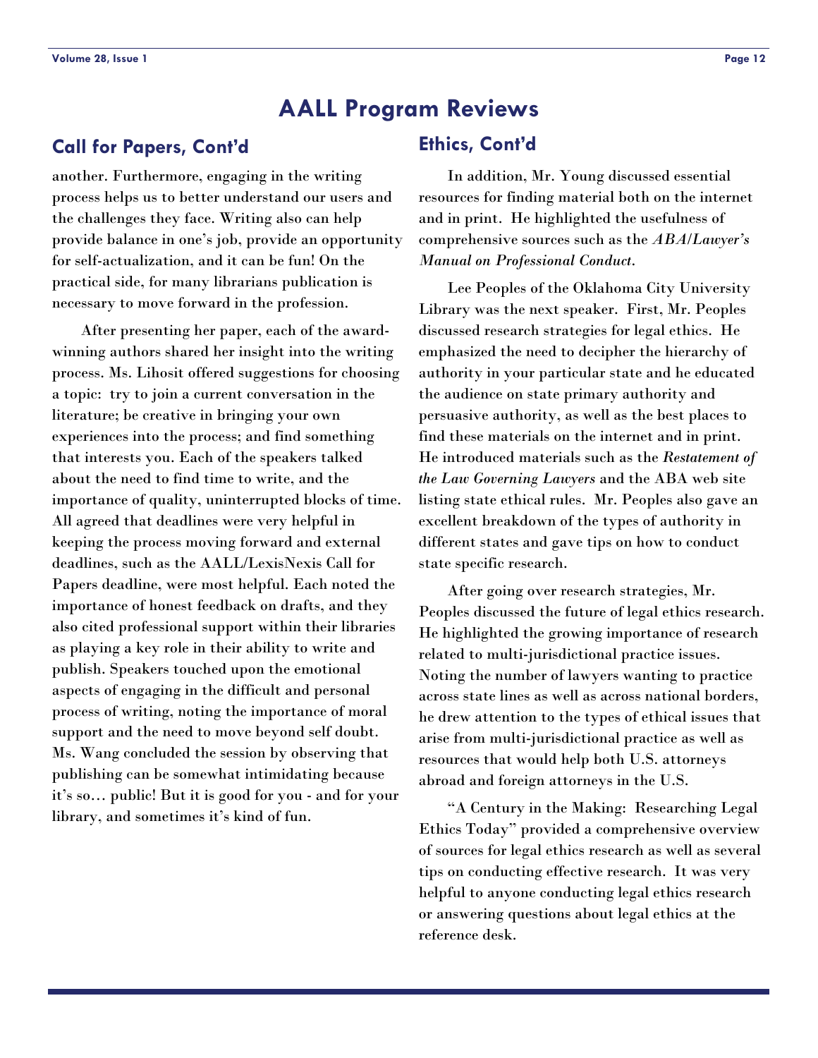# AALL Program Reviews

## Call for Papers, Cont'd

another. Furthermore, engaging in the writing process helps us to better understand our users and the challenges they face. Writing also can help provide balance in one's job, provide an opportunity for self-actualization, and it can be fun! On the practical side, for many librarians publication is necessary to move forward in the profession.

After presenting her paper, each of the award-winning authors shared her insight into the writing process. Ms. Lihosit offered suggestions for choosing a topic: try to join a current conversation in the literature; be creative in bringing your own experiences into the process; and find something that interests you. Each of the speakers talked about the need to find time to write, and the importance of quality, uninterrupted blocks of time. All agreed that deadlines were very helpful in keeping the process moving forward and external deadlines, such as the AALL/LexisNexis Call for Papers deadline, were most helpful. Each noted the importance of honest feedback on drafts, and they also cited professional support within their libraries as playing a key role in their ability to write and publish. Speakers touched upon the emotional aspects of engaging in the difficult and personal process of writing, noting the importance of moral support and the need to move beyond self doubt. Ms. Wang concluded the session by observing that publishing can be somewhat intimidating because it's so… public! But it is good for you - and for your library, and sometimes it's kind of fun.

## Ethics, Cont'd

In addition, Mr. Young discussed essential resources for finding material both on the internet and in print. He highlighted the usefulness of comprehensive sources such as the *ABA/Lawyer's Manual on Professional Conduct*.

Lee Peoples of the Oklahoma City University Library was the next speaker. First, Mr. Peoples discussed research strategies for legal ethics. He emphasized the need to decipher the hierarchy of authority in your particular state and he educated the audience on state primary authority and persuasive authority, as well as the best places to find these materials on the internet and in print. He introduced materials such as the *Restatement of the Law Governing Lawyers* and the ABA web site listing state ethical rules. Mr. Peoples also gave an excellent breakdown of the types of authority in different states and gave tips on how to conduct state specific research.

After going over research strategies, Mr. Peoples discussed the future of legal ethics research. He highlighted the growing importance of research related to multi-jurisdictional practice issues. Noting the number of lawyers wanting to practice across state lines as well as across national borders, he drew attention to the types of ethical issues that arise from multi-jurisdictional practice as well as resources that would help both U.S. attorneys abroad and foreign attorneys in the U.S.

"A Century in the Making: Researching Legal Ethics Today" provided a comprehensive overview of sources for legal ethics research as well as several tips on conducting effective research. It was very helpful to anyone conducting legal ethics research or answering questions about legal ethics at the reference desk.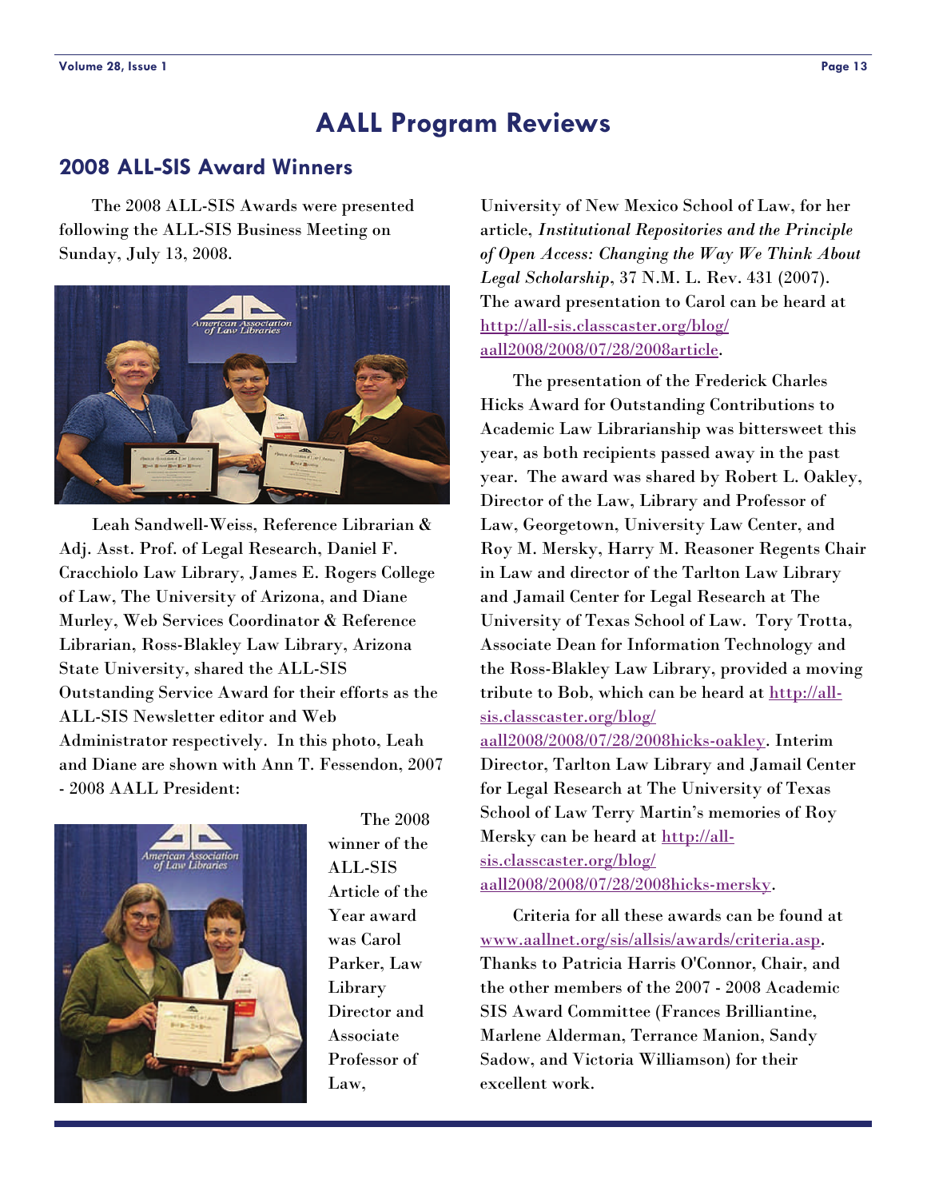# AALL Program Reviews

## 2008 ALL-SIS Award Winners

The 2008 ALL-SIS Awards were presented following the ALL-SIS Business Meeting on Sunday, July 13, 2008.

Leah Sandwell-Weiss, Reference Librarian & Adj. Asst. Prof. of Legal Research, Daniel F. Cracchiolo Law Library, James E. Rogers College of Law, The University of Arizona, and Diane Murley, Web Services Coordinator & Reference Librarian, Ross-Blakley Law Library, Arizona State University, shared the ALL-SIS Outstanding Service Award for their efforts as the ALL-SIS Newsletter editor and Web Administrator respectively. In this photo, Leah and Diane are shown with Ann T. Fessendon, 2007 - 2008 AALL President:

The 2008 winner of the ALL-SIS Article of the Year award was Carol Parker, Law Library Director and Associate Professor of Law, University of New Mexico School of Law, for her article, *Institutional Repositories and the Principle of Open Access: Changing the Way We Think About Legal Scholarship*, 37 N.M. L. Rev. 431 (2007). The award presentation to Carol can be heard at http://all-sis.classcaster.org/blog/aall2008/2008/07/28/2008article.

The presentation of the Frederick Charles Hicks Award for Outstanding Contributions to Academic Law Librarianship was bittersweet this year, as both recipients passed away in the past year. The award was shared by Robert L. Oakley, Director of the Law, Library and Professor of Law, Georgetown, University Law Center, and Roy M. Mersky, Harry M. Reasoner Regents Chair in Law and director of the Tarlton Law Library and Jamail Center for Legal Research at The University of Texas School of Law. Tory Trotta, Associate Dean for Information Technology and the Ross-Blakley Law Library, provided a moving tribute to Bob, which can be heard at http://all-sis.classcaster.org/blog/aall2008/2008/07/28/2008hicks-oakley. Interim Director, Tarlton Law Library and Jamail Center for Legal Research at The University of Texas School of Law Terry Martin's memories of Roy Mersky can be heard at http://all-sis.classcaster.org/blog/aall2008/2008/07/28/2008hicks-mersky.

Criteria for all these awards can be found at www.aallnet.org/sis/allsis/awards/criteria.asp. Thanks to Patricia Harris O'Connor, Chair, and the other members of the 2007 - 2008 Academic SIS Award Committee (Frances Brilliantine, Marlene Alderman, Terrance Manion, Sandy Sadow, and Victoria Williamson) for their excellent work.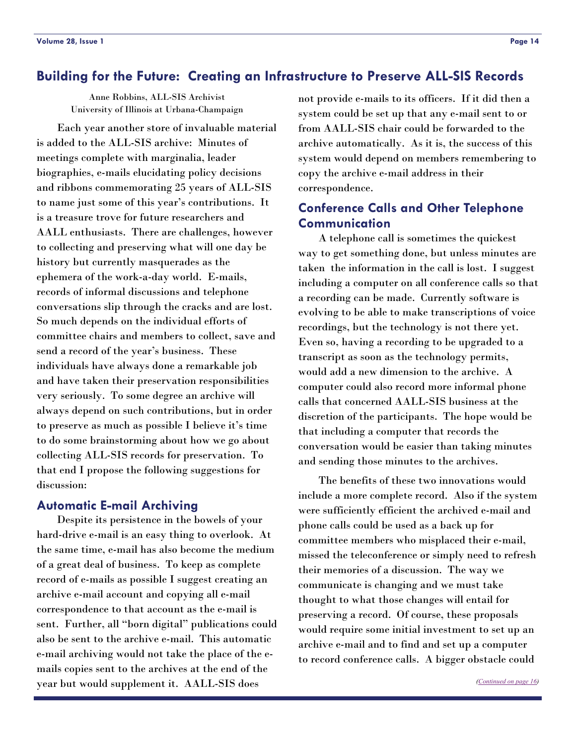## Building for the Future: Creating an Infrastructure to Preserve ALL-SIS Records

Anne Robbins, ALL-SIS Archivist
University of Illinois at Urbana-Champaign

Each year another store of invaluable material is added to the ALL-SIS archive: Minutes of meetings complete with marginalia, leader biographies, e-mails elucidating policy decisions and ribbons commemorating 25 years of ALL-SIS to name just some of this year's contributions. It is a treasure trove for future researchers and AALL enthusiasts. There are challenges, however to collecting and preserving what will one day be history but currently masquerades as the ephemera of the work-a-day world. E-mails, records of informal discussions and telephone conversations slip through the cracks and are lost. So much depends on the individual efforts of committee chairs and members to collect, save and send a record of the year's business. These individuals have always done a remarkable job and have taken their preservation responsibilities very seriously. To some degree an archive will always depend on such contributions, but in order to preserve as much as possible I believe it's time to do some brainstorming about how we go about collecting ALL-SIS records for preservation. To that end I propose the following suggestions for discussion:

### Automatic E-mail Archiving

Despite its persistence in the bowels of your hard-drive e-mail is an easy thing to overlook. At the same time, e-mail has also become the medium of a great deal of business. To keep as complete record of e-mails as possible I suggest creating an archive e-mail account and copying all e-mail correspondence to that account as the e-mail is sent. Further, all "born digital" publications could also be sent to the archive e-mail. This automatic e-mail archiving would not take the place of the e-mails copies sent to the archives at the end of the year but would supplement it. AALL-SIS does not provide e-mails to its officers. If it did then a system could be set up that any e-mail sent to or from AALL-SIS chair could be forwarded to the archive automatically. As it is, the success of this system would depend on members remembering to copy the archive e-mail address in their correspondence.

### Conference Calls and Other Telephone Communication

A telephone call is sometimes the quickest way to get something done, but unless minutes are taken the information in the call is lost. I suggest including a computer on all conference calls so that a recording can be made. Currently software is evolving to be able to make transcriptions of voice recordings, but the technology is not there yet. Even so, having a recording to be upgraded to a transcript as soon as the technology permits, would add a new dimension to the archive. A computer could also record more informal phone calls that concerned AALL-SIS business at the discretion of the participants. The hope would be that including a computer that records the conversation would be easier than taking minutes and sending those minutes to the archives.

The benefits of these two innovations would include a more complete record. Also if the system were sufficiently efficient the archived e-mail and phone calls could be used as a back up for committee members who misplaced their e-mail, missed the teleconference or simply need to refresh their memories of a discussion. The way we communicate is changing and we must take thought to what those changes will entail for preserving a record. Of course, these proposals would require some initial investment to set up an archive e-mail and to find and set up a computer to record conference calls. A bigger obstacle could

*(Continued on page 16)*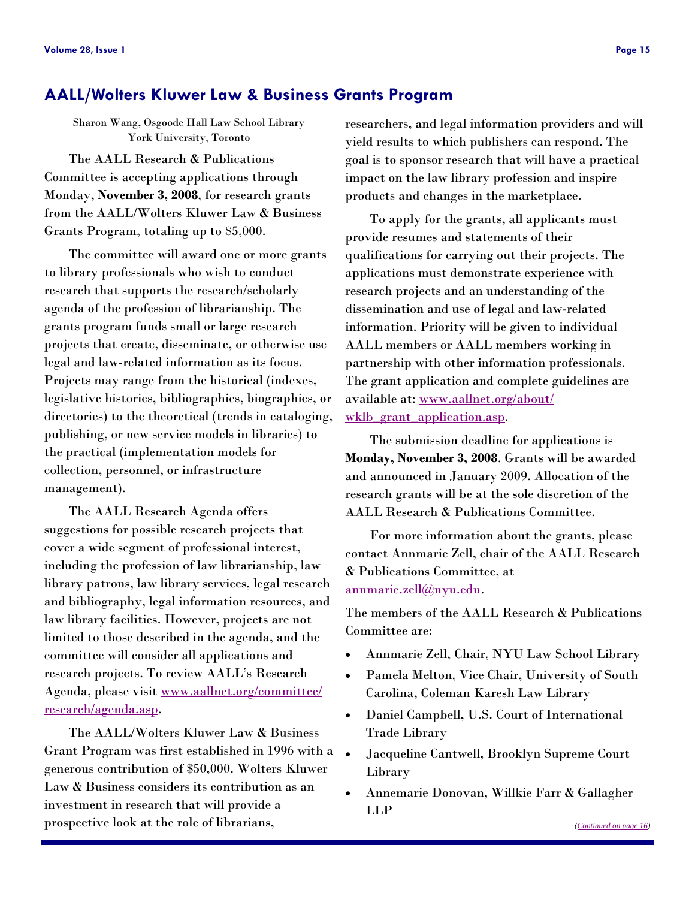## AALL/Wolters Kluwer Law & Business Grants Program

Sharon Wang, Osgoode Hall Law School Library
York University, Toronto

The AALL Research & Publications Committee is accepting applications through Monday, **November 3, 2008**, for research grants from the AALL/Wolters Kluwer Law & Business Grants Program, totaling up to $5,000.

The committee will award one or more grants to library professionals who wish to conduct research that supports the research/scholarly agenda of the profession of librarianship. The grants program funds small or large research projects that create, disseminate, or otherwise use legal and law-related information as its focus. Projects may range from the historical (indexes, legislative histories, bibliographies, biographies, or directories) to the theoretical (trends in cataloging, publishing, or new service models in libraries) to the practical (implementation models for collection, personnel, or infrastructure management).

The AALL Research Agenda offers suggestions for possible research projects that cover a wide segment of professional interest, including the profession of law librarianship, law library patrons, law library services, legal research and bibliography, legal information resources, and law library facilities. However, projects are not limited to those described in the agenda, and the committee will consider all applications and research projects. To review AALL's Research Agenda, please visit www.aallnet.org/committee/research/agenda.asp.

The AALL/Wolters Kluwer Law & Business Grant Program was first established in 1996 with a generous contribution of $50,000. Wolters Kluwer Law & Business considers its contribution as an investment in research that will provide a prospective look at the role of librarians, researchers, and legal information providers and will yield results to which publishers can respond. The goal is to sponsor research that will have a practical impact on the law library profession and inspire products and changes in the marketplace.

To apply for the grants, all applicants must provide resumes and statements of their qualifications for carrying out their projects. The applications must demonstrate experience with research projects and an understanding of the dissemination and use of legal and law-related information. Priority will be given to individual AALL members or AALL members working in partnership with other information professionals. The grant application and complete guidelines are available at: www.aallnet.org/about/wklb_grant_application.asp.

The submission deadline for applications is **Monday, November 3, 2008**. Grants will be awarded and announced in January 2009. Allocation of the research grants will be at the sole discretion of the AALL Research & Publications Committee.

For more information about the grants, please contact Annmarie Zell, chair of the AALL Research & Publications Committee, at annmarie.zell@nyu.edu.

The members of the AALL Research & Publications Committee are:

- Annmarie Zell, Chair, NYU Law School Library
- Pamela Melton, Vice Chair, University of South Carolina, Coleman Karesh Law Library
- Daniel Campbell, U.S. Court of International Trade Library
- Jacqueline Cantwell, Brooklyn Supreme Court Library
- Annemarie Donovan, Willkie Farr & Gallagher LLP

*(Continued on page 16)*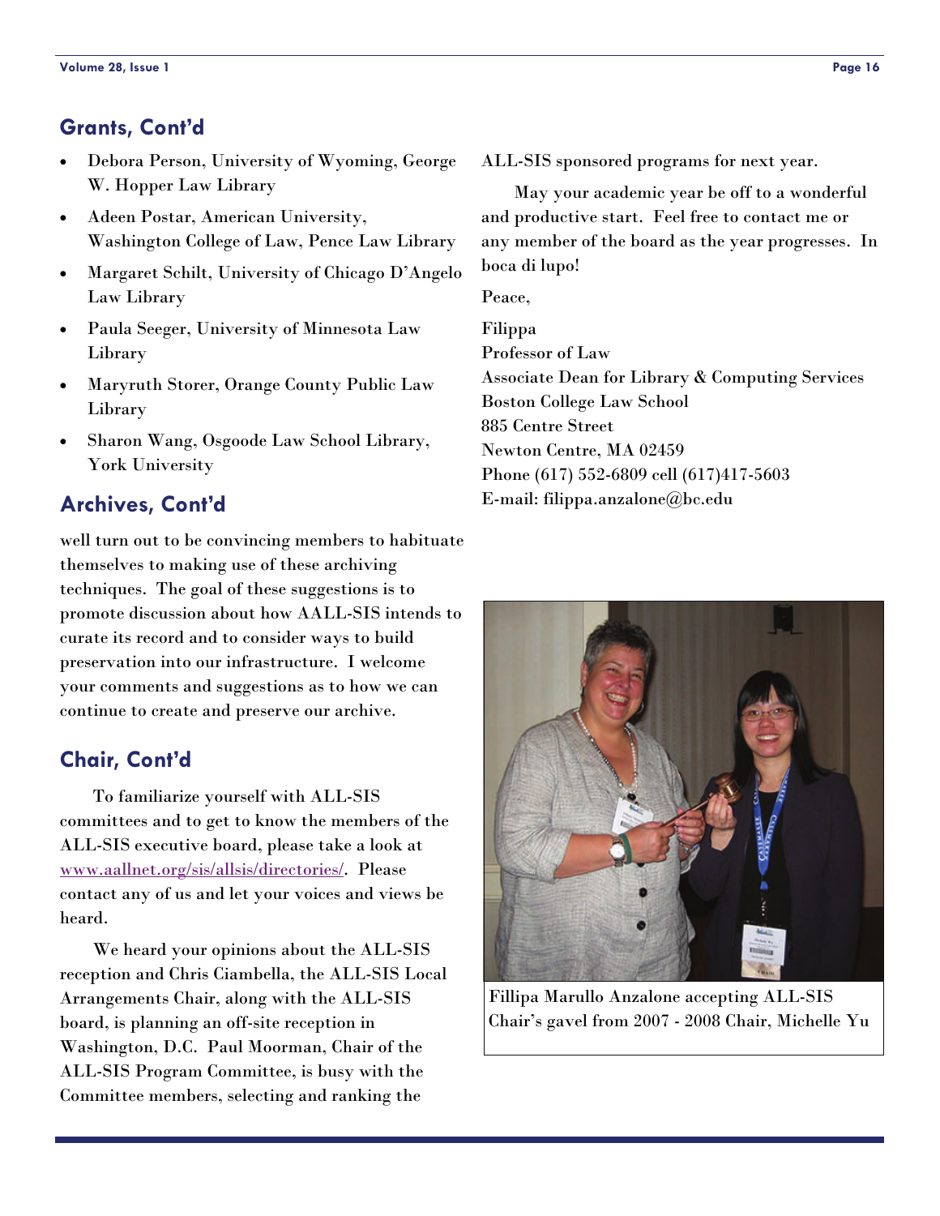## Grants, Cont'd

- Debora Person, University of Wyoming, George W. Hopper Law Library
- Adeen Postar, American University, Washington College of Law, Pence Law Library
- Margaret Schilt, University of Chicago D'Angelo Law Library
- Paula Seeger, University of Minnesota Law Library
- Maryruth Storer, Orange County Public Law Library
- Sharon Wang, Osgoode Law School Library, York University

## Archives, Cont'd

well turn out to be convincing members to habituate themselves to making use of these archiving techniques. The goal of these suggestions is to promote discussion about how AALL-SIS intends to curate its record and to consider ways to build preservation into our infrastructure. I welcome your comments and suggestions as to how we can continue to create and preserve our archive.

## Chair, Cont'd

To familiarize yourself with ALL-SIS committees and to get to know the members of the ALL-SIS executive board, please take a look at [www.aallnet.org/sis/allsis/directories/](www.aallnet.org/sis/allsis/directories/). Please contact any of us and let your voices and views be heard.

We heard your opinions about the ALL-SIS reception and Chris Ciambella, the ALL-SIS Local Arrangements Chair, along with the ALL-SIS board, is planning an off-site reception in Washington, D.C. Paul Moorman, Chair of the ALL-SIS Program Committee, is busy with the Committee members, selecting and ranking the ALL-SIS sponsored programs for next year.

May your academic year be off to a wonderful and productive start. Feel free to contact me or any member of the board as the year progresses. In boca di lupo!

Peace,

Filippa
Professor of Law
Associate Dean for Library & Computing Services
Boston College Law School
885 Centre Street
Newton Centre, MA 02459
Phone (617) 552-6809 cell (617)417-5603
E-mail: filippa.anzalone@bc.edu

Fillipa Marullo Anzalone accepting ALL-SIS Chair's gavel from 2007 - 2008 Chair, Michelle Yu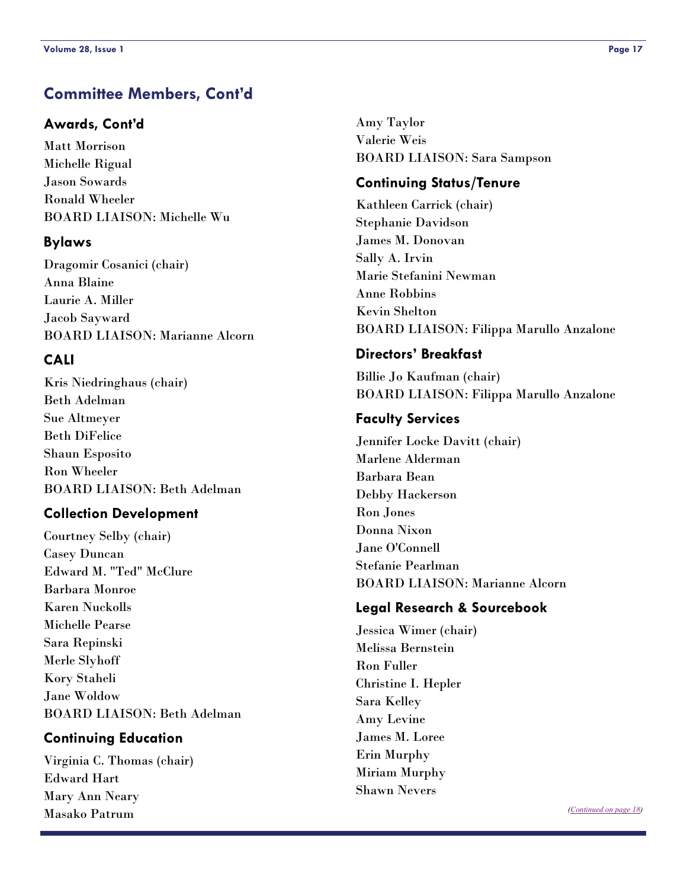## Committee Members, Cont'd

### Awards, Cont'd

Matt Morrison
Michelle Rigual
Jason Sowards
Ronald Wheeler
BOARD LIAISON: Michelle Wu

### Bylaws

Dragomir Cosanici (chair)
Anna Blaine
Laurie A. Miller
Jacob Sayward
BOARD LIAISON: Marianne Alcorn

### CALI

Kris Niedringhaus (chair)
Beth Adelman
Sue Altmeyer
Beth DiFelice
Shaun Esposito
Ron Wheeler
BOARD LIAISON: Beth Adelman

### Collection Development

Courtney Selby (chair)
Casey Duncan
Edward M. "Ted" McClure
Barbara Monroe
Karen Nuckolls
Michelle Pearse
Sara Repinski
Merle Slyhoff
Kory Staheli
Jane Woldow
BOARD LIAISON: Beth Adelman

### Continuing Education

Virginia C. Thomas (chair)
Edward Hart
Mary Ann Neary
Masako Patrum
Amy Taylor
Valerie Weis
BOARD LIAISON: Sara Sampson

### Continuing Status/Tenure

Kathleen Carrick (chair)
Stephanie Davidson
James M. Donovan
Sally A. Irvin
Marie Stefanini Newman
Anne Robbins
Kevin Shelton
BOARD LIAISON: Filippa Marullo Anzalone

### Directors' Breakfast

Billie Jo Kaufman (chair)
BOARD LIAISON: Filippa Marullo Anzalone

### Faculty Services

Jennifer Locke Davitt (chair)
Marlene Alderman
Barbara Bean
Debby Hackerson
Ron Jones
Donna Nixon
Jane O'Connell
Stefanie Pearlman
BOARD LIAISON: Marianne Alcorn

### Legal Research & Sourcebook

Jessica Wimer (chair)
Melissa Bernstein
Ron Fuller
Christine I. Hepler
Sara Kelley
Amy Levine
James M. Loree
Erin Murphy
Miriam Murphy
Shawn Nevers

*(Continued on page 18)*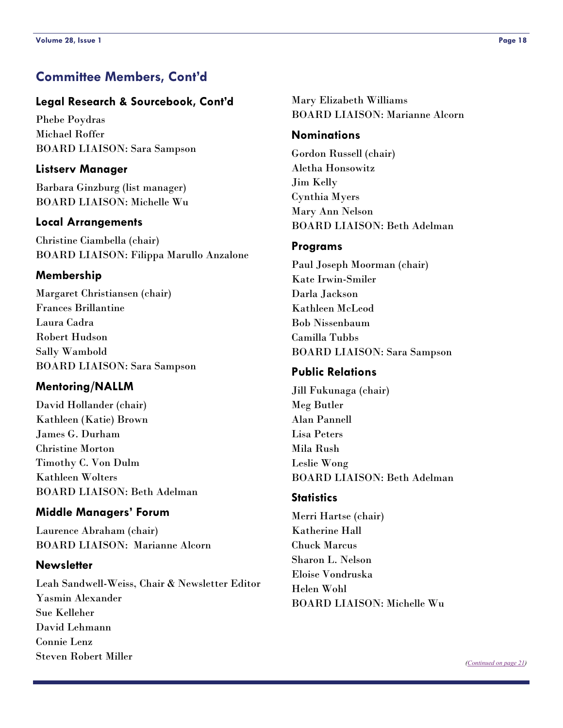## Committee Members, Cont'd

### Legal Research & Sourcebook, Cont'd

Phebe Poydras
Michael Roffer
BOARD LIAISON: Sara Sampson

### Listserv Manager

Barbara Ginzburg (list manager)
BOARD LIAISON: Michelle Wu

### Local Arrangements

Christine Ciambella (chair)
BOARD LIAISON: Filippa Marullo Anzalone

### Membership

Margaret Christiansen (chair)
Frances Brillantine
Laura Cadra
Robert Hudson
Sally Wambold
BOARD LIAISON: Sara Sampson

### Mentoring/NALLM

David Hollander (chair)
Kathleen (Katie) Brown
James G. Durham
Christine Morton
Timothy C. Von Dulm
Kathleen Wolters
BOARD LIAISON: Beth Adelman

### Middle Managers' Forum

Laurence Abraham (chair)
BOARD LIAISON: Marianne Alcorn

### Newsletter

Leah Sandwell-Weiss, Chair & Newsletter Editor
Yasmin Alexander
Sue Kelleher
David Lehmann
Connie Lenz
Steven Robert Miller
Mary Elizabeth Williams
BOARD LIAISON: Marianne Alcorn

### Nominations

Gordon Russell (chair)
Aletha Honsowitz
Jim Kelly
Cynthia Myers
Mary Ann Nelson
BOARD LIAISON: Beth Adelman

### Programs

Paul Joseph Moorman (chair)
Kate Irwin-Smiler
Darla Jackson
Kathleen McLeod
Bob Nissenbaum
Camilla Tubbs
BOARD LIAISON: Sara Sampson

### Public Relations

Jill Fukunaga (chair)
Meg Butler
Alan Pannell
Lisa Peters
Mila Rush
Leslie Wong
BOARD LIAISON: Beth Adelman

### Statistics

Merri Hartse (chair)
Katherine Hall
Chuck Marcus
Sharon L. Nelson
Eloise Vondruska
Helen Wohl
BOARD LIAISON: Michelle Wu

*(Continued on page 21)*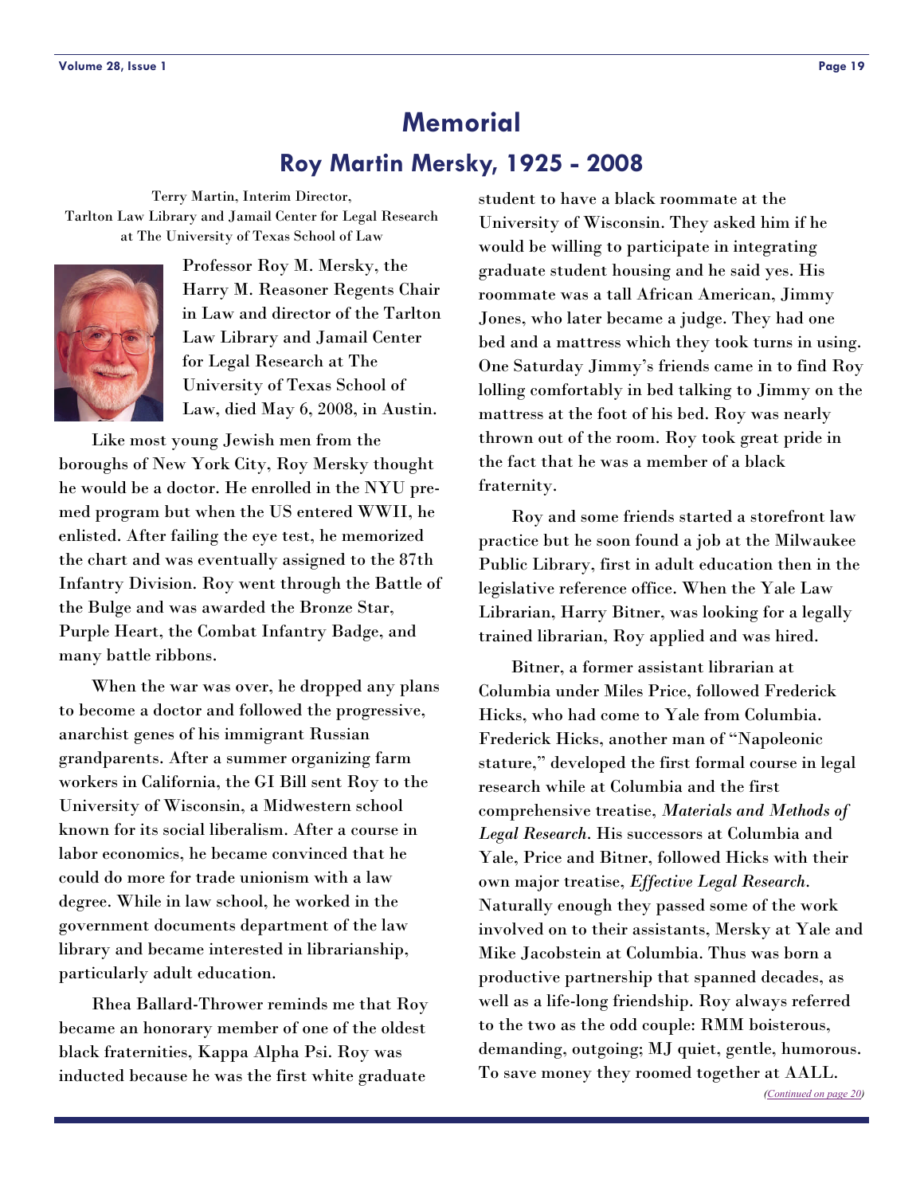# Memorial

## Roy Martin Mersky, 1925 - 2008

Terry Martin, Interim Director,
Tarlton Law Library and Jamail Center for Legal Research
at The University of Texas School of Law

Professor Roy M. Mersky, the Harry M. Reasoner Regents Chair in Law and director of the Tarlton Law Library and Jamail Center for Legal Research at The University of Texas School of Law, died May 6, 2008, in Austin.

Like most young Jewish men from the boroughs of New York City, Roy Mersky thought he would be a doctor. He enrolled in the NYU pre-med program but when the US entered WWII, he enlisted. After failing the eye test, he memorized the chart and was eventually assigned to the 87th Infantry Division. Roy went through the Battle of the Bulge and was awarded the Bronze Star, Purple Heart, the Combat Infantry Badge, and many battle ribbons.

When the war was over, he dropped any plans to become a doctor and followed the progressive, anarchist genes of his immigrant Russian grandparents. After a summer organizing farm workers in California, the GI Bill sent Roy to the University of Wisconsin, a Midwestern school known for its social liberalism. After a course in labor economics, he became convinced that he could do more for trade unionism with a law degree. While in law school, he worked in the government documents department of the law library and became interested in librarianship, particularly adult education.

Rhea Ballard-Thrower reminds me that Roy became an honorary member of one of the oldest black fraternities, Kappa Alpha Psi. Roy was inducted because he was the first white graduate student to have a black roommate at the University of Wisconsin. They asked him if he would be willing to participate in integrating graduate student housing and he said yes. His roommate was a tall African American, Jimmy Jones, who later became a judge. They had one bed and a mattress which they took turns in using. One Saturday Jimmy's friends came in to find Roy lolling comfortably in bed talking to Jimmy on the mattress at the foot of his bed. Roy was nearly thrown out of the room. Roy took great pride in the fact that he was a member of a black fraternity.

Roy and some friends started a storefront law practice but he soon found a job at the Milwaukee Public Library, first in adult education then in the legislative reference office. When the Yale Law Librarian, Harry Bitner, was looking for a legally trained librarian, Roy applied and was hired.

Bitner, a former assistant librarian at Columbia under Miles Price, followed Frederick Hicks, who had come to Yale from Columbia. Frederick Hicks, another man of "Napoleonic stature," developed the first formal course in legal research while at Columbia and the first comprehensive treatise, *Materials and Methods of Legal Research*. His successors at Columbia and Yale, Price and Bitner, followed Hicks with their own major treatise, *Effective Legal Research*. Naturally enough they passed some of the work involved on to their assistants, Mersky at Yale and Mike Jacobstein at Columbia. Thus was born a productive partnership that spanned decades, as well as a life-long friendship. Roy always referred to the two as the odd couple: RMM boisterous, demanding, outgoing; MJ quiet, gentle, humorous. To save money they roomed together at AALL.

*(Continued on page 20)*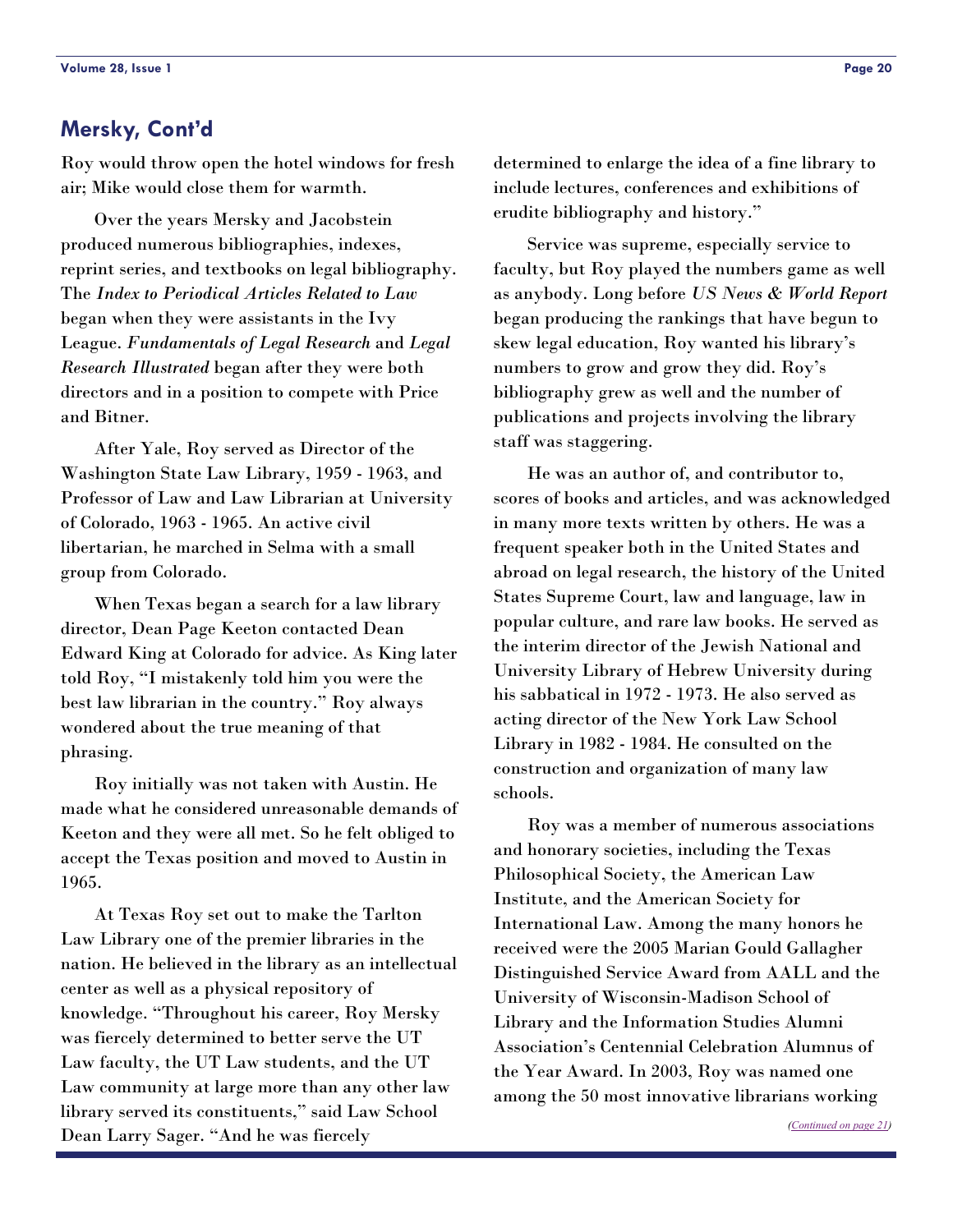## Mersky, Cont'd

Roy would throw open the hotel windows for fresh air; Mike would close them for warmth.

Over the years Mersky and Jacobstein produced numerous bibliographies, indexes, reprint series, and textbooks on legal bibliography. The *Index to Periodical Articles Related to Law* began when they were assistants in the Ivy League. *Fundamentals of Legal Research* and *Legal Research Illustrated* began after they were both directors and in a position to compete with Price and Bitner.

After Yale, Roy served as Director of the Washington State Law Library, 1959 - 1963, and Professor of Law and Law Librarian at University of Colorado, 1963 - 1965. An active civil libertarian, he marched in Selma with a small group from Colorado.

When Texas began a search for a law library director, Dean Page Keeton contacted Dean Edward King at Colorado for advice. As King later told Roy, "I mistakenly told him you were the best law librarian in the country." Roy always wondered about the true meaning of that phrasing.

Roy initially was not taken with Austin. He made what he considered unreasonable demands of Keeton and they were all met. So he felt obliged to accept the Texas position and moved to Austin in 1965.

At Texas Roy set out to make the Tarlton Law Library one of the premier libraries in the nation. He believed in the library as an intellectual center as well as a physical repository of knowledge. "Throughout his career, Roy Mersky was fiercely determined to better serve the UT Law faculty, the UT Law students, and the UT Law community at large more than any other law library served its constituents," said Law School Dean Larry Sager. "And he was fiercely determined to enlarge the idea of a fine library to include lectures, conferences and exhibitions of erudite bibliography and history."

Service was supreme, especially service to faculty, but Roy played the numbers game as well as anybody. Long before *US News & World Report* began producing the rankings that have begun to skew legal education, Roy wanted his library's numbers to grow and grow they did. Roy's bibliography grew as well and the number of publications and projects involving the library staff was staggering.

He was an author of, and contributor to, scores of books and articles, and was acknowledged in many more texts written by others. He was a frequent speaker both in the United States and abroad on legal research, the history of the United States Supreme Court, law and language, law in popular culture, and rare law books. He served as the interim director of the Jewish National and University Library of Hebrew University during his sabbatical in 1972 - 1973. He also served as acting director of the New York Law School Library in 1982 - 1984. He consulted on the construction and organization of many law schools.

Roy was a member of numerous associations and honorary societies, including the Texas Philosophical Society, the American Law Institute, and the American Society for International Law. Among the many honors he received were the 2005 Marian Gould Gallagher Distinguished Service Award from AALL and the University of Wisconsin-Madison School of Library and the Information Studies Alumni Association's Centennial Celebration Alumnus of the Year Award. In 2003, Roy was named one among the 50 most innovative librarians working

*(Continued on page 21)*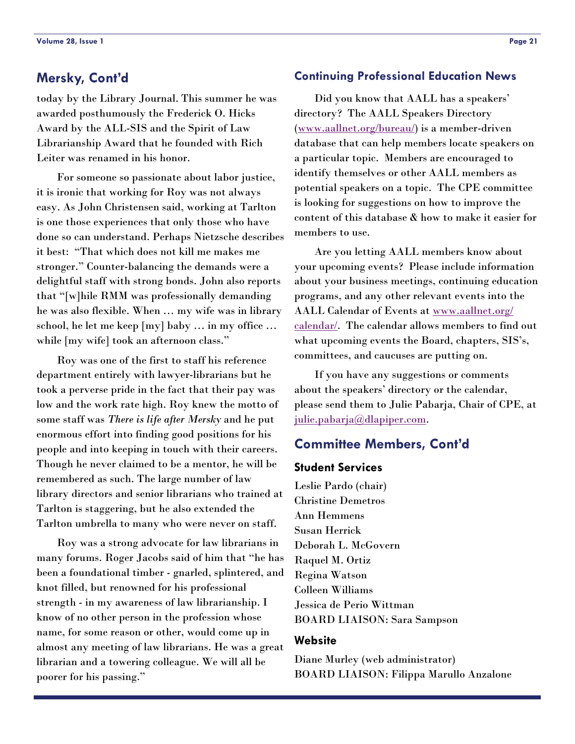## Mersky, Cont'd

today by the Library Journal. This summer he was awarded posthumously the Frederick O. Hicks Award by the ALL-SIS and the Spirit of Law Librarianship Award that he founded with Rich Leiter was renamed in his honor.

For someone so passionate about labor justice, it is ironic that working for Roy was not always easy. As John Christensen said, working at Tarlton is one those experiences that only those who have done so can understand. Perhaps Nietzsche describes it best: "That which does not kill me makes me stronger." Counter-balancing the demands were a delightful staff with strong bonds. John also reports that "[w]hile RMM was professionally demanding he was also flexible. When … my wife was in library school, he let me keep [my] baby … in my office … while [my wife] took an afternoon class."

Roy was one of the first to staff his reference department entirely with lawyer-librarians but he took a perverse pride in the fact that their pay was low and the work rate high. Roy knew the motto of some staff was *There is life after Mersky* and he put enormous effort into finding good positions for his people and into keeping in touch with their careers. Though he never claimed to be a mentor, he will be remembered as such. The large number of law library directors and senior librarians who trained at Tarlton is staggering, but he also extended the Tarlton umbrella to many who were never on staff.

Roy was a strong advocate for law librarians in many forums. Roger Jacobs said of him that "he has been a foundational timber - gnarled, splintered, and knot filled, but renowned for his professional strength - in my awareness of law librarianship. I know of no other person in the profession whose name, for some reason or other, would come up in almost any meeting of law librarians. He was a great librarian and a towering colleague. We will all be poorer for his passing."

### Continuing Professional Education News

Did you know that AALL has a speakers' directory? The AALL Speakers Directory (www.aallnet.org/bureau/) is a member-driven database that can help members locate speakers on a particular topic. Members are encouraged to identify themselves or other AALL members as potential speakers on a topic. The CPE committee is looking for suggestions on how to improve the content of this database & how to make it easier for members to use.

Are you letting AALL members know about your upcoming events? Please include information about your business meetings, continuing education programs, and any other relevant events into the AALL Calendar of Events at www.aallnet.org/calendar/. The calendar allows members to find out what upcoming events the Board, chapters, SIS's, committees, and caucuses are putting on.

If you have any suggestions or comments about the speakers' directory or the calendar, please send them to Julie Pabarja, Chair of CPE, at julie.pabarja@dlapiper.com.

## Committee Members, Cont'd

### Student Services

Leslie Pardo (chair)
Christine Demetros
Ann Hemmens
Susan Herrick
Deborah L. McGovern
Raquel M. Ortiz
Regina Watson
Colleen Williams
Jessica de Perio Wittman
BOARD LIAISON: Sara Sampson

### Website

Diane Murley (web administrator)
BOARD LIAISON: Filippa Marullo Anzalone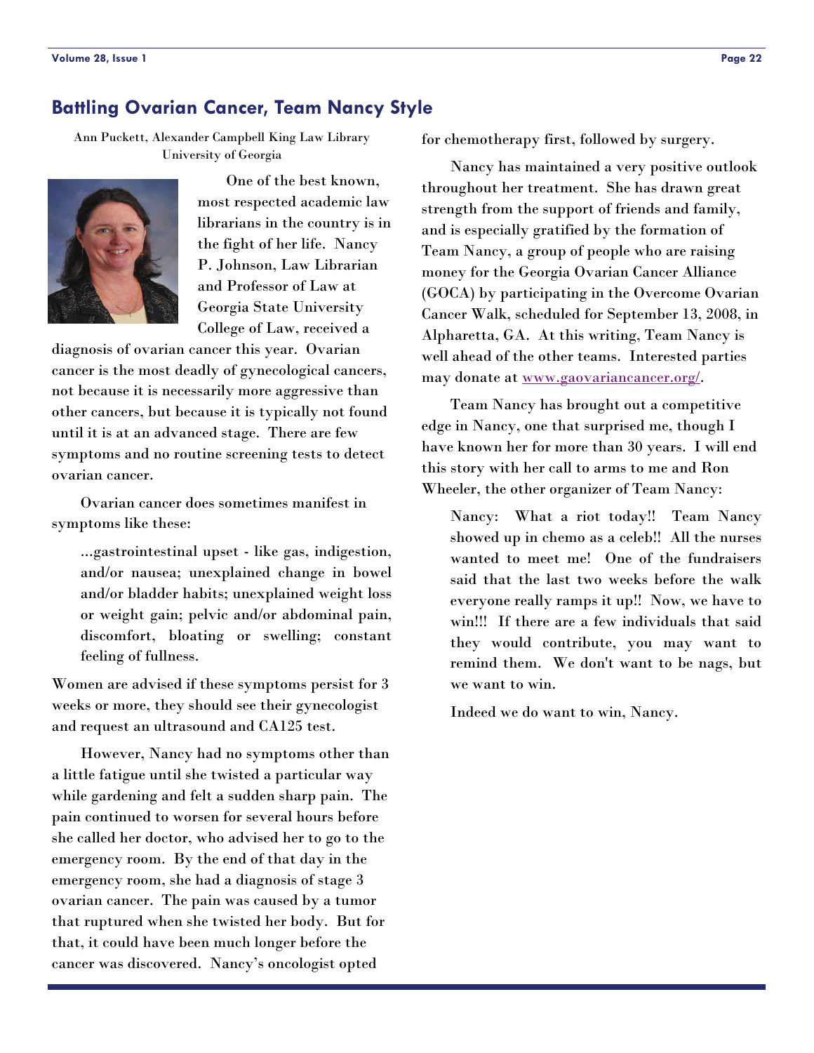## Battling Ovarian Cancer, Team Nancy Style

Ann Puckett, Alexander Campbell King Law Library
University of Georgia

One of the best known, most respected academic law librarians in the country is in the fight of her life. Nancy P. Johnson, Law Librarian and Professor of Law at Georgia State University College of Law, received a diagnosis of ovarian cancer this year. Ovarian cancer is the most deadly of gynecological cancers, not because it is necessarily more aggressive than other cancers, but because it is typically not found until it is at an advanced stage. There are few symptoms and no routine screening tests to detect ovarian cancer.

Ovarian cancer does sometimes manifest in symptoms like these:

> ...gastrointestinal upset - like gas, indigestion, and/or nausea; unexplained change in bowel and/or bladder habits; unexplained weight loss or weight gain; pelvic and/or abdominal pain, discomfort, bloating or swelling; constant feeling of fullness.

Women are advised if these symptoms persist for 3 weeks or more, they should see their gynecologist and request an ultrasound and CA125 test.

However, Nancy had no symptoms other than a little fatigue until she twisted a particular way while gardening and felt a sudden sharp pain. The pain continued to worsen for several hours before she called her doctor, who advised her to go to the emergency room. By the end of that day in the emergency room, she had a diagnosis of stage 3 ovarian cancer. The pain was caused by a tumor that ruptured when she twisted her body. But for that, it could have been much longer before the cancer was discovered. Nancy's oncologist opted for chemotherapy first, followed by surgery.

Nancy has maintained a very positive outlook throughout her treatment. She has drawn great strength from the support of friends and family, and is especially gratified by the formation of Team Nancy, a group of people who are raising money for the Georgia Ovarian Cancer Alliance (GOCA) by participating in the Overcome Ovarian Cancer Walk, scheduled for September 13, 2008, in Alpharetta, GA. At this writing, Team Nancy is well ahead of the other teams. Interested parties may donate at [www.gaovariancancer.org/](http://www.gaovariancancer.org/).

Team Nancy has brought out a competitive edge in Nancy, one that surprised me, though I have known her for more than 30 years. I will end this story with her call to arms to me and Ron Wheeler, the other organizer of Team Nancy:

> Nancy: What a riot today!! Team Nancy showed up in chemo as a celeb!! All the nurses wanted to meet me! One of the fundraisers said that the last two weeks before the walk everyone really ramps it up!! Now, we have to win!!! If there are a few individuals that said they would contribute, you may want to remind them. We don't want to be nags, but we want to win.
>
> Indeed we do want to win, Nancy.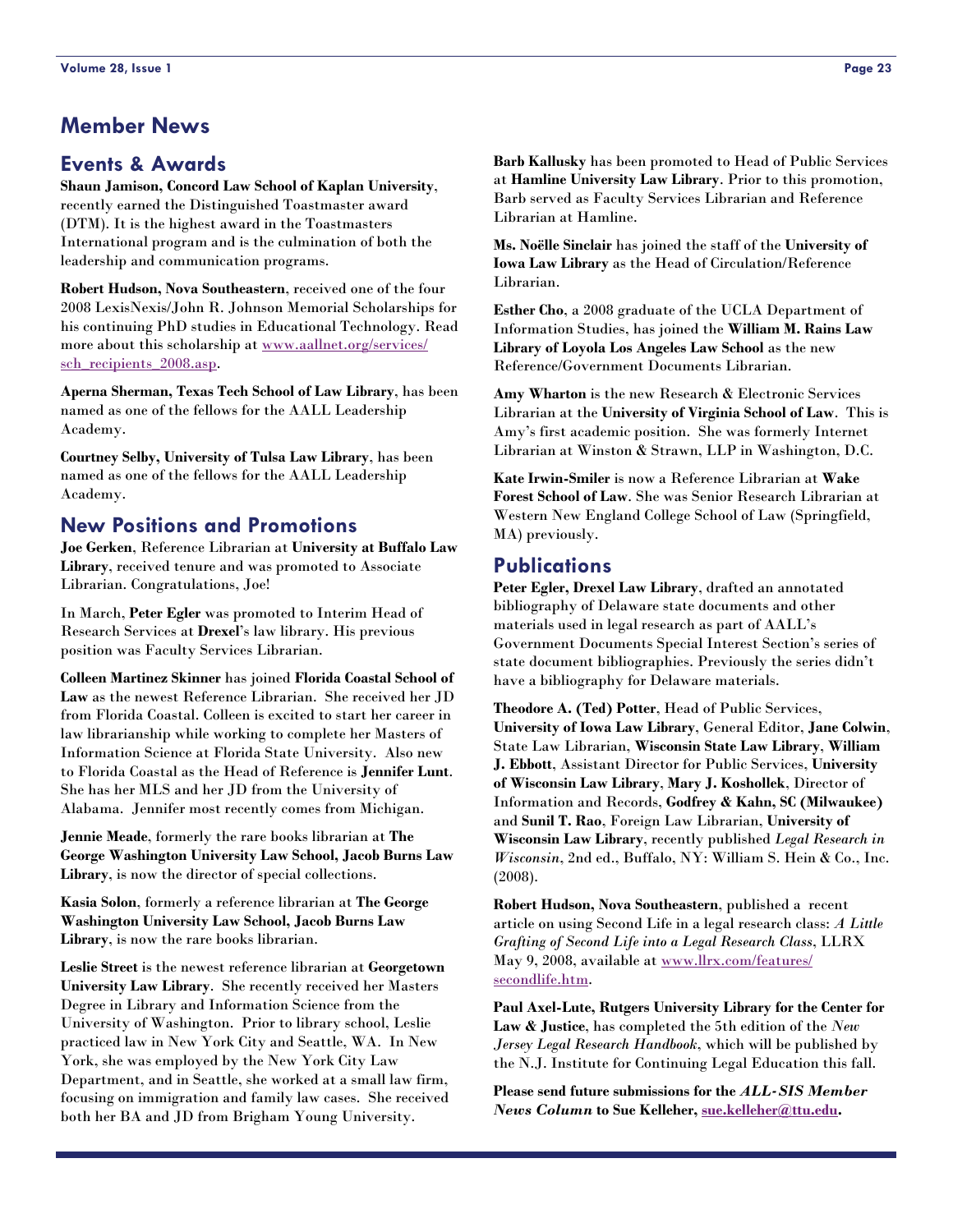# Member News

## Events & Awards

**Shaun Jamison, Concord Law School of Kaplan University**, recently earned the Distinguished Toastmaster award (DTM). It is the highest award in the Toastmasters International program and is the culmination of both the leadership and communication programs.

**Robert Hudson, Nova Southeastern**, received one of the four 2008 LexisNexis/John R. Johnson Memorial Scholarships for his continuing PhD studies in Educational Technology. Read more about this scholarship at www.aallnet.org/services/sch_recipients_2008.asp.

**Aperna Sherman, Texas Tech School of Law Library**, has been named as one of the fellows for the AALL Leadership Academy.

**Courtney Selby, University of Tulsa Law Library**, has been named as one of the fellows for the AALL Leadership Academy.

## New Positions and Promotions

**Joe Gerken**, Reference Librarian at **University at Buffalo Law Library**, received tenure and was promoted to Associate Librarian. Congratulations, Joe!

In March, **Peter Egler** was promoted to Interim Head of Research Services at **Drexel**'s law library. His previous position was Faculty Services Librarian.

**Colleen Martinez Skinner** has joined **Florida Coastal School of Law** as the newest Reference Librarian. She received her JD from Florida Coastal. Colleen is excited to start her career in law librarianship while working to complete her Masters of Information Science at Florida State University. Also new to Florida Coastal as the Head of Reference is **Jennifer Lunt**. She has her MLS and her JD from the University of Alabama. Jennifer most recently comes from Michigan.

**Jennie Meade**, formerly the rare books librarian at **The George Washington University Law School, Jacob Burns Law Library**, is now the director of special collections.

**Kasia Solon**, formerly a reference librarian at **The George Washington University Law School, Jacob Burns Law Library**, is now the rare books librarian.

**Leslie Street** is the newest reference librarian at **Georgetown University Law Library**. She recently received her Masters Degree in Library and Information Science from the University of Washington. Prior to library school, Leslie practiced law in New York City and Seattle, WA. In New York, she was employed by the New York City Law Department, and in Seattle, she worked at a small law firm, focusing on immigration and family law cases. She received both her BA and JD from Brigham Young University.

**Barb Kallusky** has been promoted to Head of Public Services at **Hamline University Law Library**. Prior to this promotion, Barb served as Faculty Services Librarian and Reference Librarian at Hamline.

**Ms. Noëlle Sinclair** has joined the staff of the **University of Iowa Law Library** as the Head of Circulation/Reference Librarian.

**Esther Cho**, a 2008 graduate of the UCLA Department of Information Studies, has joined the **William M. Rains Law Library of Loyola Los Angeles Law School** as the new Reference/Government Documents Librarian.

**Amy Wharton** is the new Research & Electronic Services Librarian at the **University of Virginia School of Law**. This is Amy's first academic position. She was formerly Internet Librarian at Winston & Strawn, LLP in Washington, D.C.

**Kate Irwin-Smiler** is now a Reference Librarian at **Wake Forest School of Law**. She was Senior Research Librarian at Western New England College School of Law (Springfield, MA) previously.

## Publications

**Peter Egler, Drexel Law Library**, drafted an annotated bibliography of Delaware state documents and other materials used in legal research as part of AALL's Government Documents Special Interest Section's series of state document bibliographies. Previously the series didn't have a bibliography for Delaware materials.

**Theodore A. (Ted) Potter**, Head of Public Services, **University of Iowa Law Library**, General Editor, **Jane Colwin**, State Law Librarian, **Wisconsin State Law Library**, **William J. Ebbott**, Assistant Director for Public Services, **University of Wisconsin Law Library**, **Mary J. Koshollek**, Director of Information and Records, **Godfrey & Kahn, SC (Milwaukee)** and **Sunil T. Rao**, Foreign Law Librarian, **University of Wisconsin Law Library**, recently published *Legal Research in Wisconsin*, 2nd ed., Buffalo, NY: William S. Hein & Co., Inc. (2008).

**Robert Hudson, Nova Southeastern**, published a recent article on using Second Life in a legal research class: *A Little Grafting of Second Life into a Legal Research Class*, LLRX May 9, 2008, available at www.llrx.com/features/secondlife.htm.

**Paul Axel-Lute, Rutgers University Library for the Center for Law & Justice**, has completed the 5th edition of the *New Jersey Legal Research Handbook*, which will be published by the N.J. Institute for Continuing Legal Education this fall.

**Please send future submissions for the *ALL-SIS Member News Column* to Sue Kelleher, sue.kelleher@ttu.edu.**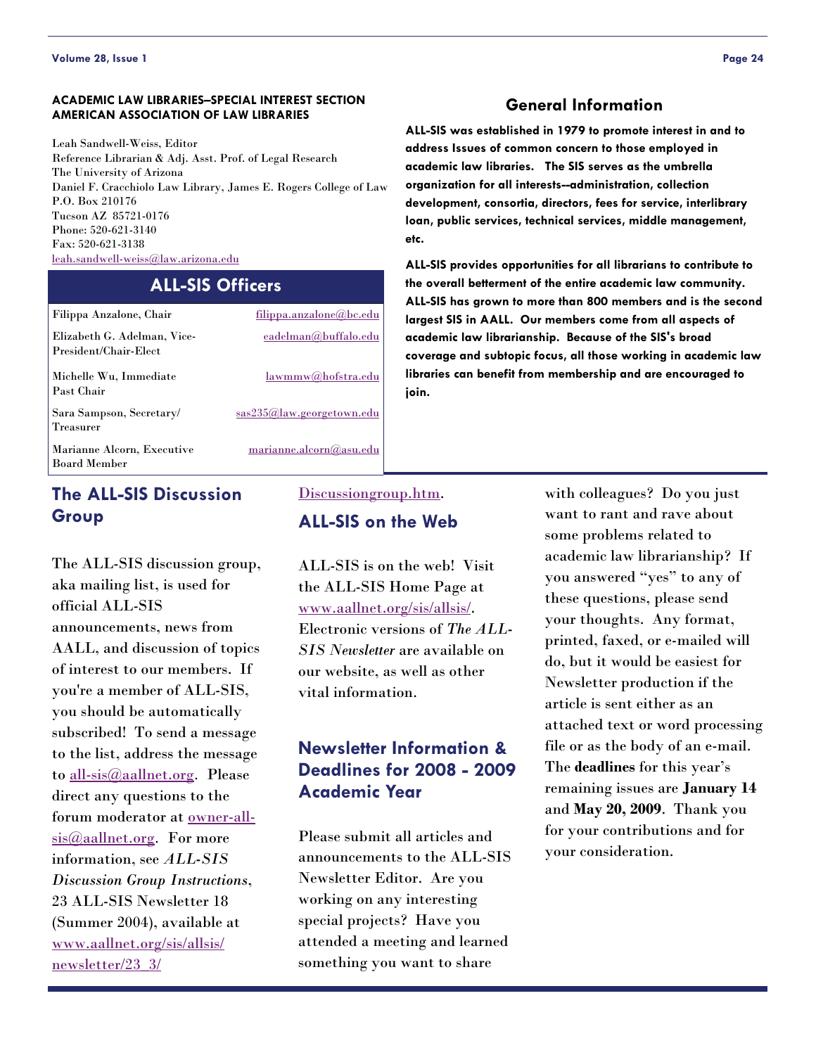**ACADEMIC LAW LIBRARIES–SPECIAL INTEREST SECTION**
**AMERICAN ASSOCIATION OF LAW LIBRARIES**

Leah Sandwell-Weiss, Editor
Reference Librarian & Adj. Asst. Prof. of Legal Research
The University of Arizona
Daniel F. Cracchiolo Law Library, James E. Rogers College of Law
P.O. Box 210176
Tucson AZ 85721-0176
Phone: 520-621-3140
Fax: 520-621-3138
leah.sandwell-weiss@law.arizona.edu

## ALL-SIS Officers

| | |
|---|---|
| Filippa Anzalone, Chair | filippa.anzalone@bc.edu |
| Elizabeth G. Adelman, Vice-President/Chair-Elect | eadelman@buffalo.edu |
| Michelle Wu, Immediate Past Chair | lawmmw@hofstra.edu |
| Sara Sampson, Secretary/Treasurer | sas235@law.georgetown.edu |
| Marianne Alcorn, Executive Board Member | marianne.alcorn@asu.edu |

## General Information

**ALL-SIS was established in 1979 to promote interest in and to address Issues of common concern to those employed in academic law libraries. The SIS serves as the umbrella organization for all interests--administration, collection development, consortia, directors, fees for service, interlibrary loan, public services, technical services, middle management, etc.**

**ALL-SIS provides opportunities for all librarians to contribute to the overall betterment of the entire academic law community. ALL-SIS has grown to more than 800 members and is the second largest SIS in AALL. Our members come from all aspects of academic law librarianship. Because of the SIS's broad coverage and subtopic focus, all those working in academic law libraries can benefit from membership and are encouraged to join.**

## The ALL-SIS Discussion Group

The ALL-SIS discussion group, aka mailing list, is used for official ALL-SIS announcements, news from AALL, and discussion of topics of interest to our members. If you're a member of ALL-SIS, you should be automatically subscribed! To send a message to the list, address the message to all-sis@aallnet.org. Please direct any questions to the forum moderator at owner-all-sis@aallnet.org. For more information, see *ALL-SIS Discussion Group Instructions*, 23 ALL-SIS Newsletter 18 (Summer 2004), available at www.aallnet.org/sis/allsis/newsletter/23_3/Discussiongroup.htm.

## ALL-SIS on the Web

ALL-SIS is on the web! Visit the ALL-SIS Home Page at www.aallnet.org/sis/allsis/. Electronic versions of *The ALL-SIS Newsletter* are available on our website, as well as other vital information.

## Newsletter Information & Deadlines for 2008 - 2009 Academic Year

Please submit all articles and announcements to the ALL-SIS Newsletter Editor. Are you working on any interesting special projects? Have you attended a meeting and learned something you want to share with colleagues? Do you just want to rant and rave about some problems related to academic law librarianship? If you answered "yes" to any of these questions, please send your thoughts. Any format, printed, faxed, or e-mailed will do, but it would be easiest for Newsletter production if the article is sent either as an attached text or word processing file or as the body of an e-mail. The **deadlines** for this year's remaining issues are **January 14** and **May 20, 2009**. Thank you for your contributions and for your consideration.